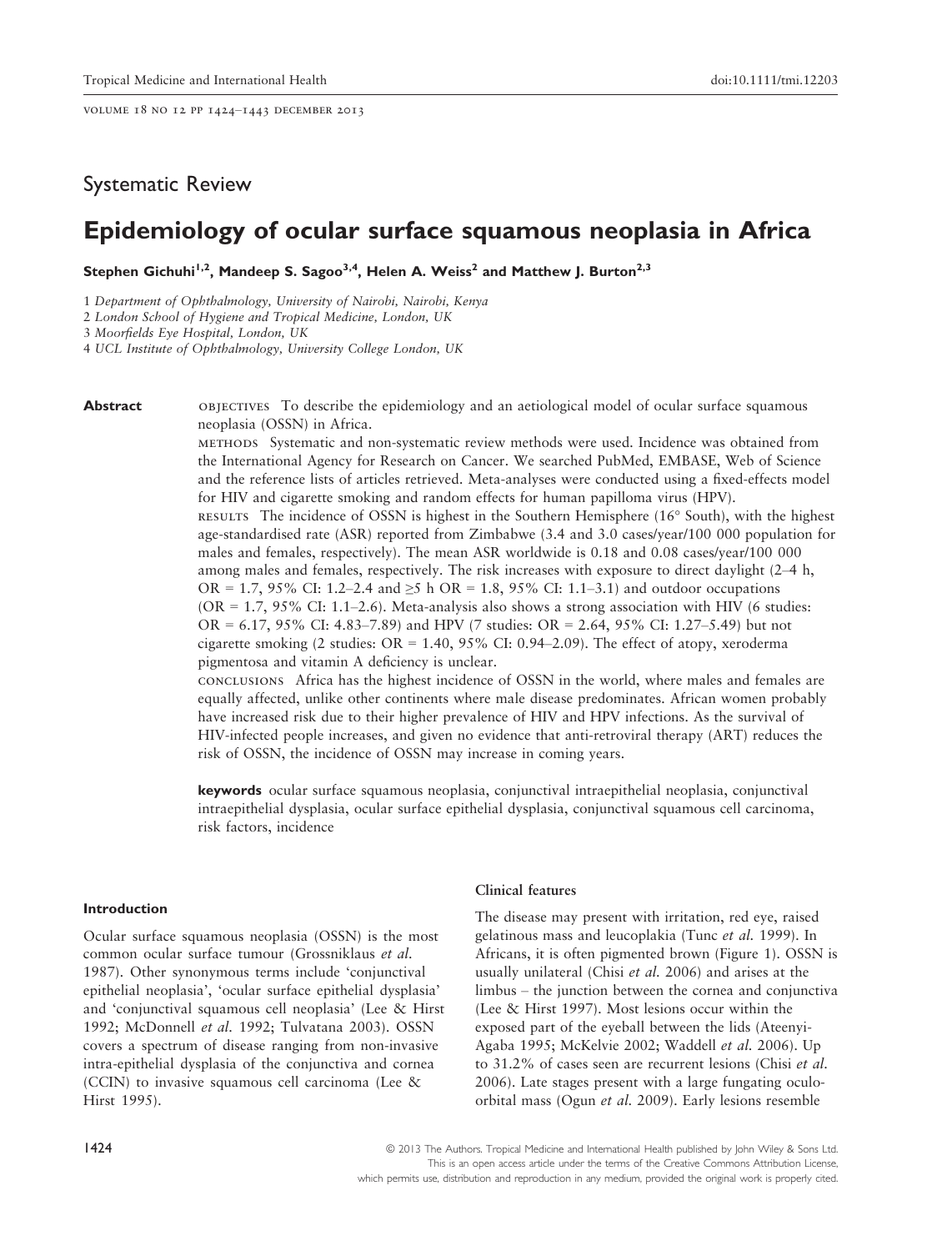Systematic Review

# Epidemiology of ocular surface squamous neoplasia in Africa

**Stephen Gichuhi[1,2], Mandeep S. Sagoo[3,4], Helen A. Weiss[2] and Matthew J. Burton[2,3]**

1 *Department of Ophthalmology, University of Nairobi, Nairobi, Kenya*
2 *London School of Hygiene and Tropical Medicine, London, UK*
3 *Moorfields Eye Hospital, London, UK*
4 *UCL Institute of Ophthalmology, University College London, UK*

**Abstract**

OBJECTIVES To describe the epidemiology and an aetiological model of ocular surface squamous neoplasia (OSSN) in Africa.

METHODS Systematic and non-systematic review methods were used. Incidence was obtained from the International Agency for Research on Cancer. We searched PubMed, EMBASE, Web of Science and the reference lists of articles retrieved. Meta-analyses were conducted using a fixed-effects model for HIV and cigarette smoking and random effects for human papilloma virus (HPV).

RESULTS The incidence of OSSN is highest in the Southern Hemisphere (16° South), with the highest age-standardised rate (ASR) reported from Zimbabwe (3.4 and 3.0 cases/year/100 000 population for males and females, respectively). The mean ASR worldwide is 0.18 and 0.08 cases/year/100 000 among males and females, respectively. The risk increases with exposure to direct daylight (2–4 h, OR = 1.7, 95% CI: 1.2–2.4 and ≥5 h OR = 1.8, 95% CI: 1.1–3.1) and outdoor occupations (OR = 1.7, 95% CI: 1.1–2.6). Meta-analysis also shows a strong association with HIV (6 studies: OR = 6.17, 95% CI: 4.83–7.89) and HPV (7 studies: OR = 2.64, 95% CI: 1.27–5.49) but not cigarette smoking (2 studies: OR = 1.40, 95% CI: 0.94–2.09). The effect of atopy, xeroderma pigmentosa and vitamin A deficiency is unclear.

CONCLUSIONS Africa has the highest incidence of OSSN in the world, where males and females are equally affected, unlike other continents where male disease predominates. African women probably have increased risk due to their higher prevalence of HIV and HPV infections. As the survival of HIV-infected people increases, and given no evidence that anti-retroviral therapy (ART) reduces the risk of OSSN, the incidence of OSSN may increase in coming years.

**keywords** ocular surface squamous neoplasia, conjunctival intraepithelial neoplasia, conjunctival intraepithelial dysplasia, ocular surface epithelial dysplasia, conjunctival squamous cell carcinoma, risk factors, incidence

## Introduction

Ocular surface squamous neoplasia (OSSN) is the most common ocular surface tumour (Grossniklaus *et al.* 1987). Other synonymous terms include 'conjunctival epithelial neoplasia', 'ocular surface epithelial dysplasia' and 'conjunctival squamous cell neoplasia' (Lee & Hirst 1992; McDonnell *et al.* 1992; Tulvatana 2003). OSSN covers a spectrum of disease ranging from non-invasive intra-epithelial dysplasia of the conjunctiva and cornea (CCIN) to invasive squamous cell carcinoma (Lee & Hirst 1995).

### Clinical features

The disease may present with irritation, red eye, raised gelatinous mass and leucoplakia (Tunc *et al.* 1999). In Africans, it is often pigmented brown (Figure 1). OSSN is usually unilateral (Chisi *et al.* 2006) and arises at the limbus – the junction between the cornea and conjunctiva (Lee & Hirst 1997). Most lesions occur within the exposed part of the eyeball between the lids (Ateenyi-Agaba 1995; McKelvie 2002; Waddell *et al.* 2006). Up to 31.2% of cases seen are recurrent lesions (Chisi *et al.* 2006). Late stages present with a large fungating oculo-orbital mass (Ogun *et al.* 2009). Early lesions resemble

© 2013 The Authors. Tropical Medicine and International Health published by John Wiley & Sons Ltd.
This is an open access article under the terms of the Creative Commons Attribution License, which permits use, distribution and reproduction in any medium, provided the original work is properly cited.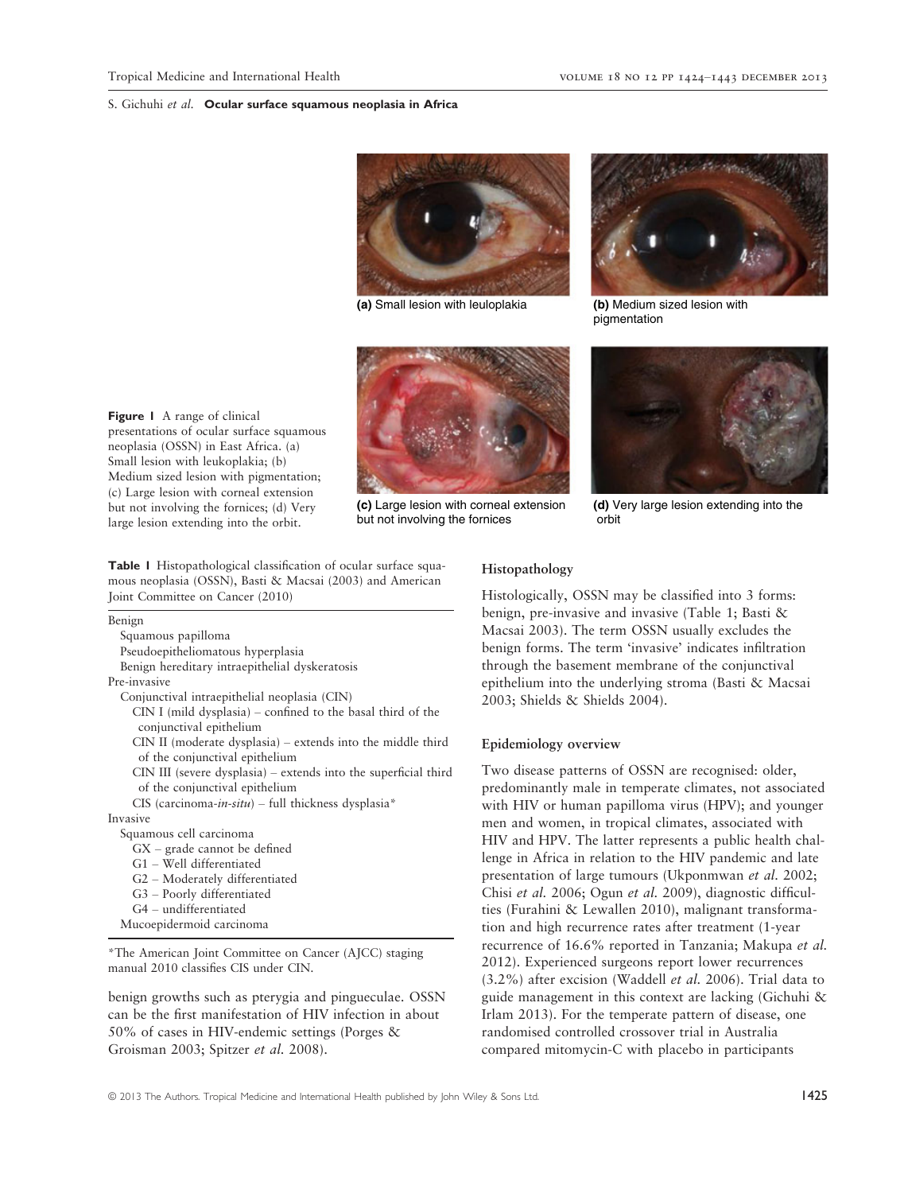(a) Small lesion with leuloplakia

(b) Medium sized lesion with pigmentation

(c) Large lesion with corneal extension but not involving the fornices

(d) Very large lesion extending into the orbit

**Figure 1** A range of clinical presentations of ocular surface squamous neoplasia (OSSN) in East Africa. (a) Small lesion with leukoplakia; (b) Medium sized lesion with pigmentation; (c) Large lesion with corneal extension but not involving the fornices; (d) Very large lesion extending into the orbit.

**Table 1** Histopathological classification of ocular surface squamous neoplasia (OSSN), Basti & Macsai (2003) and American Joint Committee on Cancer (2010)

| |
|---|
| Benign |
| Squamous papilloma |
| Pseudoepitheliomatous hyperplasia |
| Benign hereditary intraepithelial dyskeratosis |
| Pre-invasive |
| Conjunctival intraepithelial neoplasia (CIN) |
| CIN I (mild dysplasia) – confined to the basal third of the conjunctival epithelium |
| CIN II (moderate dysplasia) – extends into the middle third of the conjunctival epithelium |
| CIN III (severe dysplasia) – extends into the superficial third of the conjunctival epithelium |
| CIS (carcinoma-*in-situ*) – full thickness dysplasia* |
| Invasive |
| Squamous cell carcinoma |
| GX – grade cannot be defined |
| G1 – Well differentiated |
| G2 – Moderately differentiated |
| G3 – Poorly differentiated |
| G4 – undifferentiated |
| Mucoepidermoid carcinoma |

*The American Joint Committee on Cancer (AJCC) staging manual 2010 classifies CIS under CIN.

benign growths such as pterygia and pingueculae. OSSN can be the first manifestation of HIV infection in about 50% of cases in HIV-endemic settings (Porges & Groisman 2003; Spitzer *et al.* 2008).

## Histopathology

Histologically, OSSN may be classified into 3 forms: benign, pre-invasive and invasive (Table 1; Basti & Macsai 2003). The term OSSN usually excludes the benign forms. The term 'invasive' indicates infiltration through the basement membrane of the conjunctival epithelium into the underlying stroma (Basti & Macsai 2003; Shields & Shields 2004).

## Epidemiology overview

Two disease patterns of OSSN are recognised: older, predominantly male in temperate climates, not associated with HIV or human papilloma virus (HPV); and younger men and women, in tropical climates, associated with HIV and HPV. The latter represents a public health challenge in Africa in relation to the HIV pandemic and late presentation of large tumours (Ukponmwan *et al.* 2002; Chisi *et al.* 2006; Ogun *et al.* 2009), diagnostic difficulties (Furahini & Lewallen 2010), malignant transformation and high recurrence rates after treatment (1-year recurrence of 16.6% reported in Tanzania; Makupa *et al.* 2012). Experienced surgeons report lower recurrences (3.2%) after excision (Waddell *et al.* 2006). Trial data to guide management in this context are lacking (Gichuhi & Irlam 2013). For the temperate pattern of disease, one randomised controlled crossover trial in Australia compared mitomycin-C with placebo in participants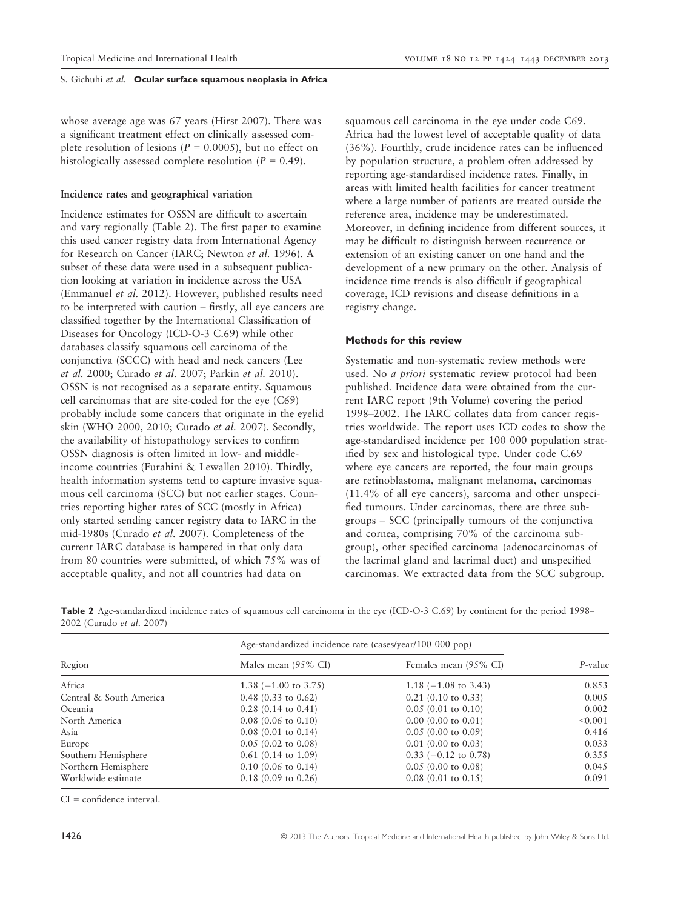whose average age was 67 years (Hirst 2007). There was a significant treatment effect on clinically assessed complete resolution of lesions ($P = 0.0005$), but no effect on histologically assessed complete resolution ($P = 0.49$).

### Incidence rates and geographical variation

Incidence estimates for OSSN are difficult to ascertain and vary regionally (Table 2). The first paper to examine this used cancer registry data from International Agency for Research on Cancer (IARC; Newton *et al.* 1996). A subset of these data were used in a subsequent publication looking at variation in incidence across the USA (Emmanuel *et al.* 2012). However, published results need to be interpreted with caution – firstly, all eye cancers are classified together by the International Classification of Diseases for Oncology (ICD-O-3 C.69) while other databases classify squamous cell carcinoma of the conjunctiva (SCCC) with head and neck cancers (Lee *et al.* 2000; Curado *et al.* 2007; Parkin *et al.* 2010). OSSN is not recognised as a separate entity. Squamous cell carcinomas that are site-coded for the eye (C69) probably include some cancers that originate in the eyelid skin (WHO 2000, 2010; Curado *et al.* 2007). Secondly, the availability of histopathology services to confirm OSSN diagnosis is often limited in low- and middle-income countries (Furahini & Lewallen 2010). Thirdly, health information systems tend to capture invasive squamous cell carcinoma (SCC) but not earlier stages. Countries reporting higher rates of SCC (mostly in Africa) only started sending cancer registry data to IARC in the mid-1980s (Curado *et al.* 2007). Completeness of the current IARC database is hampered in that only data from 80 countries were submitted, of which 75% was of acceptable quality, and not all countries had data on squamous cell carcinoma in the eye under code C69. Africa had the lowest level of acceptable quality of data (36%). Fourthly, crude incidence rates can be influenced by population structure, a problem often addressed by reporting age-standardised incidence rates. Finally, in areas with limited health facilities for cancer treatment where a large number of patients are treated outside the reference area, incidence may be underestimated. Moreover, in defining incidence from different sources, it may be difficult to distinguish between recurrence or extension of an existing cancer on one hand and the development of a new primary on the other. Analysis of incidence time trends is also difficult if geographical coverage, ICD revisions and disease definitions in a registry change.

### Methods for this review

Systematic and non-systematic review methods were used. No *a priori* systematic review protocol had been published. Incidence data were obtained from the current IARC report (9th Volume) covering the period 1998–2002. The IARC collates data from cancer registries worldwide. The report uses ICD codes to show the age-standardised incidence per 100 000 population stratified by sex and histological type. Under code C.69 where eye cancers are reported, the four main groups are retinoblastoma, malignant melanoma, carcinomas (11.4% of all eye cancers), sarcoma and other unspecified tumours. Under carcinomas, there are three subgroups – SCC (principally tumours of the conjunctiva and cornea, comprising 70% of the carcinoma subgroup), other specified carcinoma (adenocarcinomas of the lacrimal gland and lacrimal duct) and unspecified carcinomas. We extracted data from the SCC subgroup.

**Table 2** Age-standardized incidence rates of squamous cell carcinoma in the eye (ICD-O-3 C.69) by continent for the period 1998–2002 (Curado *et al.* 2007)

| Region | Age-standardized incidence rate (cases/year/100 000 pop) | | *P*-value |
|---|---|---|---|
| | Males mean (95% CI) | Females mean (95% CI) | |
| Africa | 1.38 (−1.00 to 3.75) | 1.18 (−1.08 to 3.43) | 0.853 |
| Central & South America | 0.48 (0.33 to 0.62) | 0.21 (0.10 to 0.33) | 0.005 |
| Oceania | 0.28 (0.14 to 0.41) | 0.05 (0.01 to 0.10) | 0.002 |
| North America | 0.08 (0.06 to 0.10) | 0.00 (0.00 to 0.01) | <0.001 |
| Asia | 0.08 (0.01 to 0.14) | 0.05 (0.00 to 0.09) | 0.416 |
| Europe | 0.05 (0.02 to 0.08) | 0.01 (0.00 to 0.03) | 0.033 |
| Southern Hemisphere | 0.61 (0.14 to 1.09) | 0.33 (−0.12 to 0.78) | 0.355 |
| Northern Hemisphere | 0.10 (0.06 to 0.14) | 0.05 (0.00 to 0.08) | 0.045 |
| Worldwide estimate | 0.18 (0.09 to 0.26) | 0.08 (0.01 to 0.15) | 0.091 |

CI = confidence interval.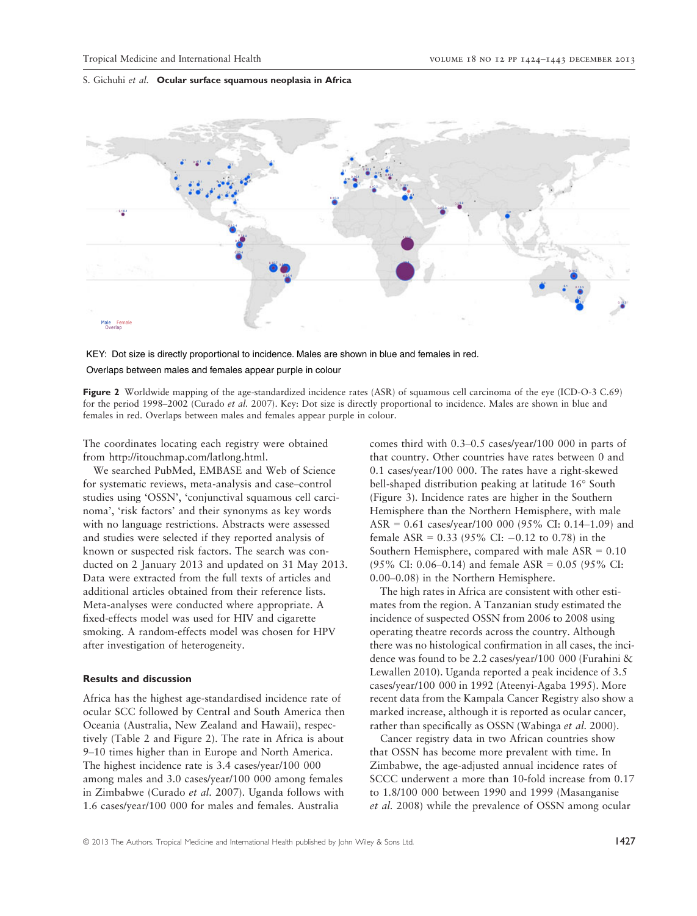KEY: Dot size is directly proportional to incidence. Males are shown in blue and females in red. Overlaps between males and females appear purple in colour

**Figure 2** Worldwide mapping of the age-standardized incidence rates (ASR) of squamous cell carcinoma of the eye (ICD-O-3 C.69) for the period 1998–2002 (Curado *et al.* 2007). Key: Dot size is directly proportional to incidence. Males are shown in blue and females in red. Overlaps between males and females appear purple in colour.

The coordinates locating each registry were obtained from http://itouchmap.com/latlong.html.

We searched PubMed, EMBASE and Web of Science for systematic reviews, meta-analysis and case–control studies using 'OSSN', 'conjunctival squamous cell carcinoma', 'risk factors' and their synonyms as key words with no language restrictions. Abstracts were assessed and studies were selected if they reported analysis of known or suspected risk factors. The search was conducted on 2 January 2013 and updated on 31 May 2013. Data were extracted from the full texts of articles and additional articles obtained from their reference lists. Meta-analyses were conducted where appropriate. A fixed-effects model was used for HIV and cigarette smoking. A random-effects model was chosen for HPV after investigation of heterogeneity.

## Results and discussion

Africa has the highest age-standardised incidence rate of ocular SCC followed by Central and South America then Oceania (Australia, New Zealand and Hawaii), respectively (Table 2 and Figure 2). The rate in Africa is about 9–10 times higher than in Europe and North America. The highest incidence rate is 3.4 cases/year/100 000 among males and 3.0 cases/year/100 000 among females in Zimbabwe (Curado *et al.* 2007). Uganda follows with 1.6 cases/year/100 000 for males and females. Australia comes third with 0.3–0.5 cases/year/100 000 in parts of that country. Other countries have rates between 0 and 0.1 cases/year/100 000. The rates have a right-skewed bell-shaped distribution peaking at latitude 16° South (Figure 3). Incidence rates are higher in the Southern Hemisphere than the Northern Hemisphere, with male ASR = 0.61 cases/year/100 000 (95% CI: 0.14–1.09) and female ASR = 0.33 (95% CI: −0.12 to 0.78) in the Southern Hemisphere, compared with male ASR = 0.10 (95% CI: 0.06–0.14) and female ASR = 0.05 (95% CI: 0.00–0.08) in the Northern Hemisphere.

The high rates in Africa are consistent with other estimates from the region. A Tanzanian study estimated the incidence of suspected OSSN from 2006 to 2008 using operating theatre records across the country. Although there was no histological confirmation in all cases, the incidence was found to be 2.2 cases/year/100 000 (Furahini & Lewallen 2010). Uganda reported a peak incidence of 3.5 cases/year/100 000 in 1992 (Ateenyi-Agaba 1995). More recent data from the Kampala Cancer Registry also show a marked increase, although it is reported as ocular cancer, rather than specifically as OSSN (Wabinga *et al.* 2000).

Cancer registry data in two African countries show that OSSN has become more prevalent with time. In Zimbabwe, the age-adjusted annual incidence rates of SCCC underwent a more than 10-fold increase from 0.17 to 1.8/100 000 between 1990 and 1999 (Masanganise *et al.* 2008) while the prevalence of OSSN among ocular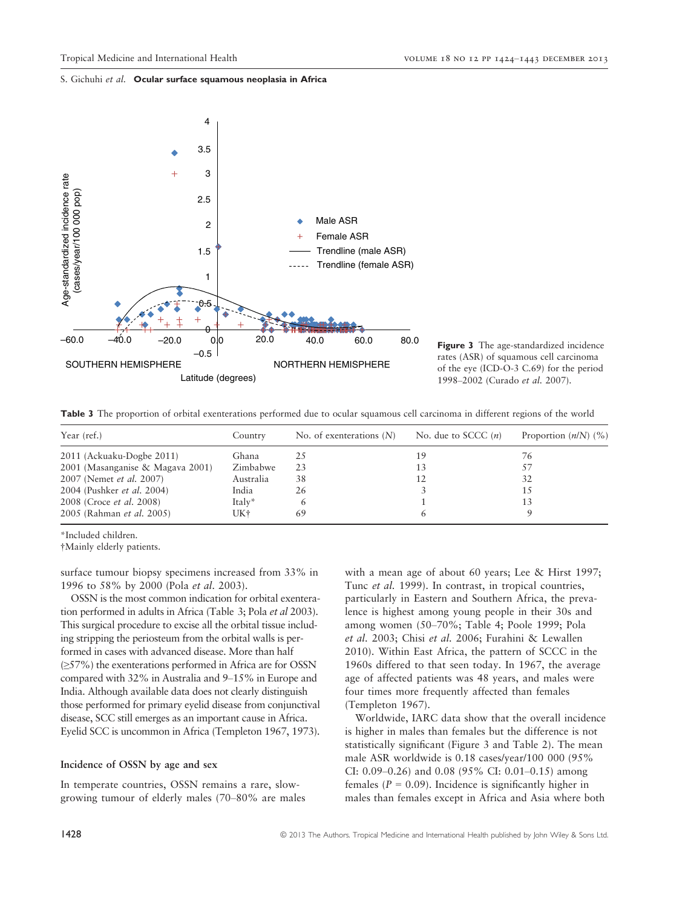Figure 3 The age-standardized incidence rates (ASR) of squamous cell carcinoma of the eye (ICD-O-3 C.69) for the period 1998–2002 (Curado *et al.* 2007).

**Table 3** The proportion of orbital exenterations performed due to ocular squamous cell carcinoma in different regions of the world

| Year (ref.) | Country | No. of exenterations (*N*) | No. due to SCCC (*n*) | Proportion (*n*/*N*) (%) |
|---|---|---|---|---|
| 2011 (Ackuaku-Dogbe 2011) | Ghana | 25 | 19 | 76 |
| 2001 (Masanganise & Magava 2001) | Zimbabwe | 23 | 13 | 57 |
| 2007 (Nemet *et al.* 2007) | Australia | 38 | 12 | 32 |
| 2004 (Pushker *et al.* 2004) | India | 26 | 3 | 15 |
| 2008 (Croce *et al.* 2008) | Italy* | 6 | 1 | 13 |
| 2005 (Rahman *et al.* 2005) | UK† | 69 | 6 | 9 |

*Included children.
†Mainly elderly patients.

surface tumour biopsy specimens increased from 33% in 1996 to 58% by 2000 (Pola *et al.* 2003).

OSSN is the most common indication for orbital exenteration performed in adults in Africa (Table 3; Pola *et al* 2003). This surgical procedure to excise all the orbital tissue including stripping the periosteum from the orbital walls is performed in cases with advanced disease. More than half (≥57%) the exenterations performed in Africa are for OSSN compared with 32% in Australia and 9–15% in Europe and India. Although available data does not clearly distinguish those performed for primary eyelid disease from conjunctival disease, SCC still emerges as an important cause in Africa. Eyelid SCC is uncommon in Africa (Templeton 1967, 1973).

### Incidence of OSSN by age and sex

In temperate countries, OSSN remains a rare, slow-growing tumour of elderly males (70–80% are males with a mean age of about 60 years; Lee & Hirst 1997; Tunc *et al.* 1999). In contrast, in tropical countries, particularly in Eastern and Southern Africa, the prevalence is highest among young people in their 30s and among women (50–70%; Table 4; Poole 1999; Pola *et al.* 2003; Chisi *et al.* 2006; Furahini & Lewallen 2010). Within East Africa, the pattern of SCCC in the 1960s differed to that seen today. In 1967, the average age of affected patients was 48 years, and males were four times more frequently affected than females (Templeton 1967).

Worldwide, IARC data show that the overall incidence is higher in males than females but the difference is not statistically significant (Figure 3 and Table 2). The mean male ASR worldwide is 0.18 cases/year/100 000 (95% CI: 0.09–0.26) and 0.08 (95% CI: 0.01–0.15) among females ($P = 0.09$). Incidence is significantly higher in males than females except in Africa and Asia where both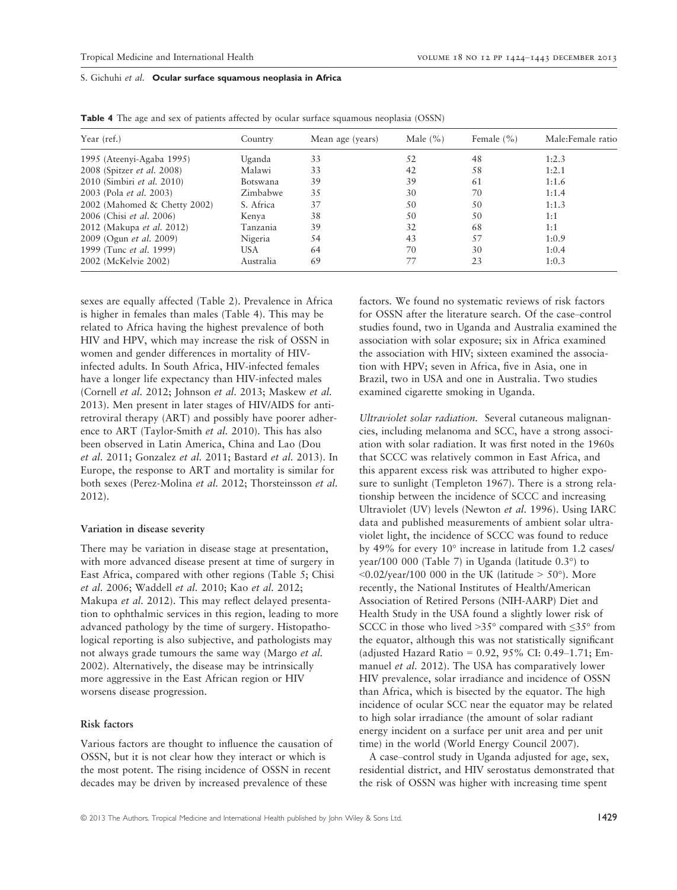**Table 4** The age and sex of patients affected by ocular surface squamous neoplasia (OSSN)

| Year (ref.) | Country | Mean age (years) | Male (%) | Female (%) | Male:Female ratio |
|---|---|---|---|---|---|
| 1995 (Ateenyi-Agaba 1995) | Uganda | 33 | 52 | 48 | 1:2.3 |
| 2008 (Spitzer *et al.* 2008) | Malawi | 33 | 42 | 58 | 1:2.1 |
| 2010 (Simbiri *et al.* 2010) | Botswana | 39 | 39 | 61 | 1:1.6 |
| 2003 (Pola *et al.* 2003) | Zimbabwe | 35 | 30 | 70 | 1:1.4 |
| 2002 (Mahomed & Chetty 2002) | S. Africa | 37 | 50 | 50 | 1:1.3 |
| 2006 (Chisi *et al.* 2006) | Kenya | 38 | 50 | 50 | 1:1 |
| 2012 (Makupa *et al.* 2012) | Tanzania | 39 | 32 | 68 | 1:1 |
| 2009 (Ogun *et al.* 2009) | Nigeria | 54 | 43 | 57 | 1:0.9 |
| 1999 (Tunc *et al.* 1999) | USA | 64 | 70 | 30 | 1:0.4 |
| 2002 (McKelvie 2002) | Australia | 69 | 77 | 23 | 1:0.3 |

sexes are equally affected (Table 2). Prevalence in Africa is higher in females than males (Table 4). This may be related to Africa having the highest prevalence of both HIV and HPV, which may increase the risk of OSSN in women and gender differences in mortality of HIV-infected adults. In South Africa, HIV-infected females have a longer life expectancy than HIV-infected males (Cornell *et al.* 2012; Johnson *et al.* 2013; Maskew *et al.* 2013). Men present in later stages of HIV/AIDS for antiretroviral therapy (ART) and possibly have poorer adherence to ART (Taylor-Smith *et al.* 2010). This has also been observed in Latin America, China and Lao (Dou *et al.* 2011; Gonzalez *et al.* 2011; Bastard *et al.* 2013). In Europe, the response to ART and mortality is similar for both sexes (Perez-Molina *et al.* 2012; Thorsteinsson *et al.* 2012).

### Variation in disease severity

There may be variation in disease stage at presentation, with more advanced disease present at time of surgery in East Africa, compared with other regions (Table 5; Chisi *et al.* 2006; Waddell *et al.* 2010; Kao *et al.* 2012; Makupa *et al.* 2012). This may reflect delayed presentation to ophthalmic services in this region, leading to more advanced pathology by the time of surgery. Histopathological reporting is also subjective, and pathologists may not always grade tumours the same way (Margo *et al.* 2002). Alternatively, the disease may be intrinsically more aggressive in the East African region or HIV worsens disease progression.

### Risk factors

Various factors are thought to influence the causation of OSSN, but it is not clear how they interact or which is the most potent. The rising incidence of OSSN in recent decades may be driven by increased prevalence of these factors. We found no systematic reviews of risk factors for OSSN after the literature search. Of the case–control studies found, two in Uganda and Australia examined the association with solar exposure; six in Africa examined the association with HIV; sixteen examined the association with HPV; seven in Africa, five in Asia, one in Brazil, two in USA and one in Australia. Two studies examined cigarette smoking in Uganda.

*Ultraviolet solar radiation.* Several cutaneous malignancies, including melanoma and SCC, have a strong association with solar radiation. It was first noted in the 1960s that SCCC was relatively common in East Africa, and this apparent excess risk was attributed to higher exposure to sunlight (Templeton 1967). There is a strong relationship between the incidence of SCCC and increasing Ultraviolet (UV) levels (Newton *et al.* 1996). Using IARC data and published measurements of ambient solar ultraviolet light, the incidence of SCCC was found to reduce by 49% for every 10° increase in latitude from 1.2 cases/year/100 000 (Table 7) in Uganda (latitude 0.3°) to <0.02/year/100 000 in the UK (latitude > 50°). More recently, the National Institutes of Health/American Association of Retired Persons (NIH-AARP) Diet and Health Study in the USA found a slightly lower risk of SCCC in those who lived >35° compared with ≤35° from the equator, although this was not statistically significant (adjusted Hazard Ratio = 0.92, 95% CI: 0.49–1.71; Emmanuel *et al.* 2012). The USA has comparatively lower HIV prevalence, solar irradiance and incidence of OSSN than Africa, which is bisected by the equator. The high incidence of ocular SCC near the equator may be related to high solar irradiance (the amount of solar radiant energy incident on a surface per unit area and per unit time) in the world (World Energy Council 2007).

A case–control study in Uganda adjusted for age, sex, residential district, and HIV serostatus demonstrated that the risk of OSSN was higher with increasing time spent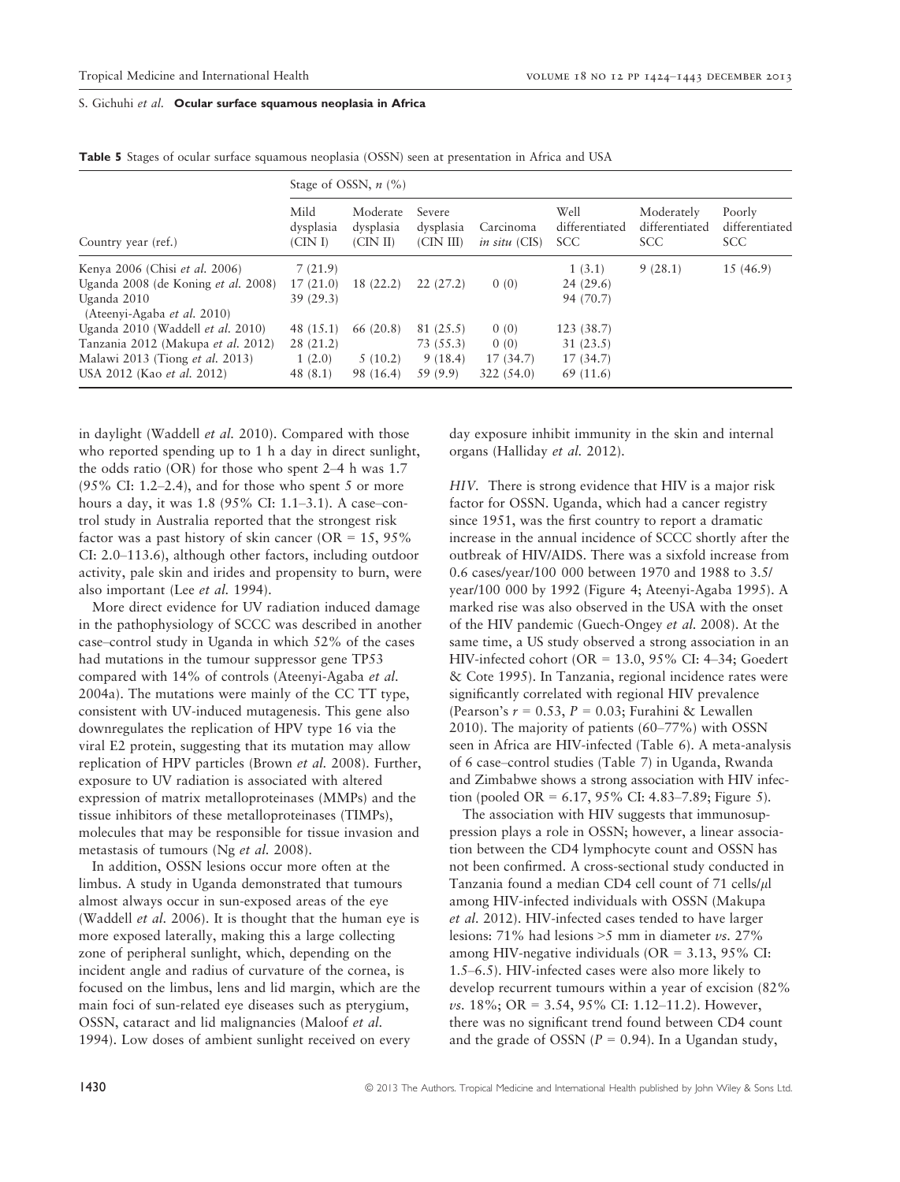**Table 5** Stages of ocular surface squamous neoplasia (OSSN) seen at presentation in Africa and USA

| Country year (ref.) | Stage of OSSN, *n* (%) | | | | | | |
|---|---|---|---|---|---|---|---|
| | Mild dysplasia (CIN I) | Moderate dysplasia (CIN II) | Severe dysplasia (CIN III) | Carcinoma *in situ* (CIS) | Well differentiated SCC | Moderately differentiated SCC | Poorly differentiated SCC |
| Kenya 2006 (Chisi *et al.* 2006) | 7 (21.9) | | | | 1 (3.1) | 9 (28.1) | 15 (46.9) |
| Uganda 2008 (de Koning *et al.* 2008) | 17 (21.0) | 18 (22.2) | 22 (27.2) | 0 (0) | 24 (29.6) | | |
| Uganda 2010 (Ateenyi-Agaba *et al.* 2010) | 39 (29.3) | | | | 94 (70.7) | | |
| Uganda 2010 (Waddell *et al.* 2010) | 48 (15.1) | 66 (20.8) | 81 (25.5) | 0 (0) | 123 (38.7) | | |
| Tanzania 2012 (Makupa *et al.* 2012) | 28 (21.2) | | 73 (55.3) | 0 (0) | 31 (23.5) | | |
| Malawi 2013 (Tiong *et al.* 2013) | 1 (2.0) | 5 (10.2) | 9 (18.4) | 17 (34.7) | 17 (34.7) | | |
| USA 2012 (Kao *et al.* 2012) | 48 (8.1) | 98 (16.4) | 59 (9.9) | 322 (54.0) | 69 (11.6) | | |

in daylight (Waddell *et al.* 2010). Compared with those who reported spending up to 1 h a day in direct sunlight, the odds ratio (OR) for those who spent 2–4 h was 1.7 (95% CI: 1.2–2.4), and for those who spent 5 or more hours a day, it was 1.8 (95% CI: 1.1–3.1). A case–control study in Australia reported that the strongest risk factor was a past history of skin cancer (OR = 15, 95% CI: 2.0–113.6), although other factors, including outdoor activity, pale skin and irides and propensity to burn, were also important (Lee *et al.* 1994).

More direct evidence for UV radiation induced damage in the pathophysiology of SCCC was described in another case–control study in Uganda in which 52% of the cases had mutations in the tumour suppressor gene TP53 compared with 14% of controls (Ateenyi-Agaba *et al.* 2004a). The mutations were mainly of the CC TT type, consistent with UV-induced mutagenesis. This gene also downregulates the replication of HPV type 16 via the viral E2 protein, suggesting that its mutation may allow replication of HPV particles (Brown *et al.* 2008). Further, exposure to UV radiation is associated with altered expression of matrix metalloproteinases (MMPs) and the tissue inhibitors of these metalloproteinases (TIMPs), molecules that may be responsible for tissue invasion and metastasis of tumours (Ng *et al.* 2008).

In addition, OSSN lesions occur more often at the limbus. A study in Uganda demonstrated that tumours almost always occur in sun-exposed areas of the eye (Waddell *et al.* 2006). It is thought that the human eye is more exposed laterally, making this a large collecting zone of peripheral sunlight, which, depending on the incident angle and radius of curvature of the cornea, is focused on the limbus, lens and lid margin, which are the main foci of sun-related eye diseases such as pterygium, OSSN, cataract and lid malignancies (Maloof *et al.* 1994). Low doses of ambient sunlight received on every day exposure inhibit immunity in the skin and internal organs (Halliday *et al.* 2012).

*HIV.* There is strong evidence that HIV is a major risk factor for OSSN. Uganda, which had a cancer registry since 1951, was the first country to report a dramatic increase in the annual incidence of SCCC shortly after the outbreak of HIV/AIDS. There was a sixfold increase from 0.6 cases/year/100 000 between 1970 and 1988 to 3.5/year/100 000 by 1992 (Figure 4; Ateenyi-Agaba 1995). A marked rise was also observed in the USA with the onset of the HIV pandemic (Guech-Ongey *et al.* 2008). At the same time, a US study observed a strong association in an HIV-infected cohort (OR = 13.0, 95% CI: 4–34; Goedert & Cote 1995). In Tanzania, regional incidence rates were significantly correlated with regional HIV prevalence (Pearson's $r = 0.53$, $P = 0.03$; Furahini & Lewallen 2010). The majority of patients (60–77%) with OSSN seen in Africa are HIV-infected (Table 6). A meta-analysis of 6 case–control studies (Table 7) in Uganda, Rwanda and Zimbabwe shows a strong association with HIV infection (pooled OR = 6.17, 95% CI: 4.83–7.89; Figure 5).

The association with HIV suggests that immunosuppression plays a role in OSSN; however, a linear association between the CD4 lymphocyte count and OSSN has not been confirmed. A cross-sectional study conducted in Tanzania found a median CD4 cell count of 71 cells/$\mu$l among HIV-infected individuals with OSSN (Makupa *et al.* 2012). HIV-infected cases tended to have larger lesions: 71% had lesions >5 mm in diameter *vs.* 27% among HIV-negative individuals (OR = 3.13, 95% CI: 1.5–6.5). HIV-infected cases were also more likely to develop recurrent tumours within a year of excision (82% *vs.* 18%; OR = 3.54, 95% CI: 1.12–11.2). However, there was no significant trend found between CD4 count and the grade of OSSN ($P = 0.94$). In a Ugandan study,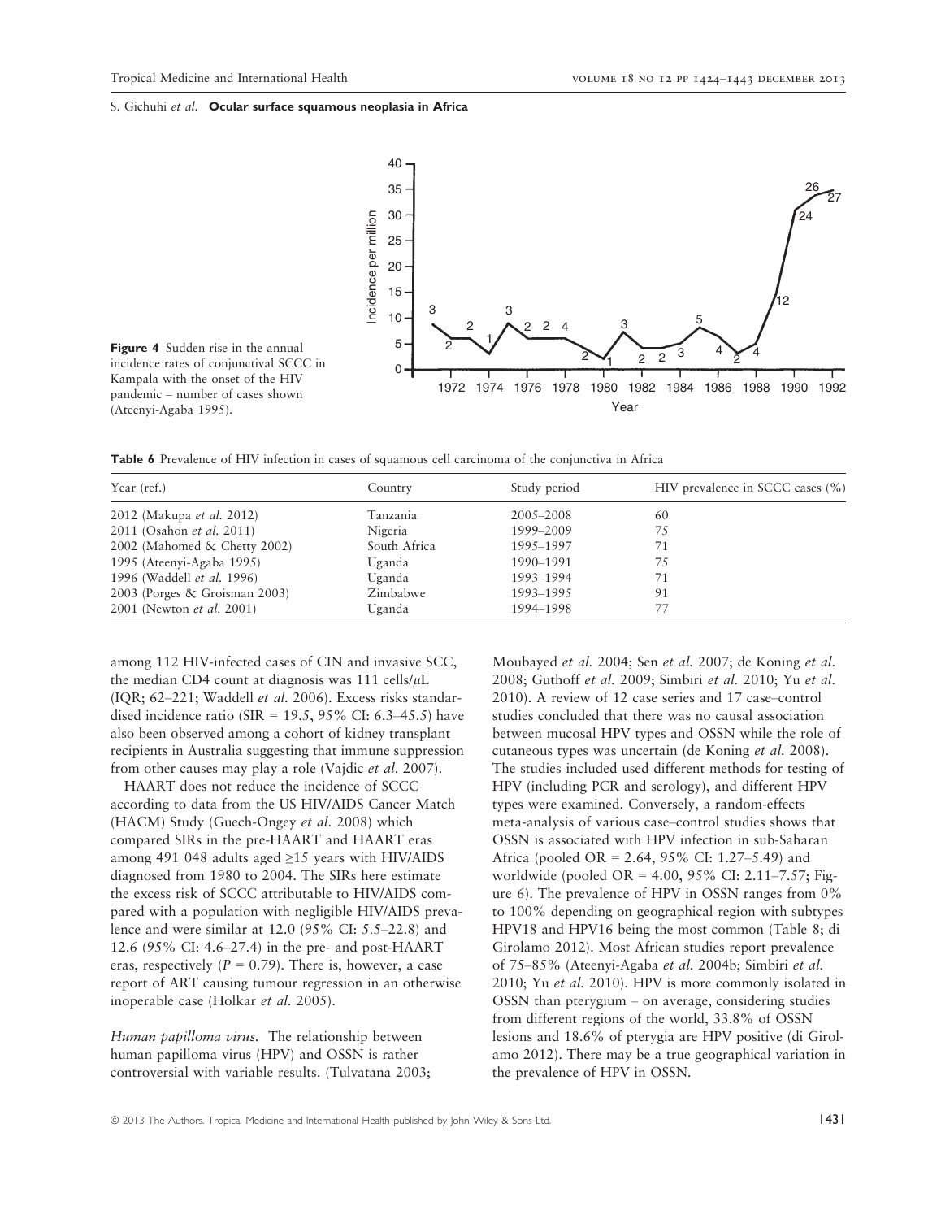Figure 4 Sudden rise in the annual incidence rates of conjunctival SCCC in Kampala with the onset of the HIV pandemic – number of cases shown (Ateenyi-Agaba 1995).

**Table 6** Prevalence of HIV infection in cases of squamous cell carcinoma of the conjunctiva in Africa

| Year (ref.) | Country | Study period | HIV prevalence in SCCC cases (%) |
|---|---|---|---|
| 2012 (Makupa *et al.* 2012) | Tanzania | 2005–2008 | 60 |
| 2011 (Osahon *et al.* 2011) | Nigeria | 1999–2009 | 75 |
| 2002 (Mahomed & Chetty 2002) | South Africa | 1995–1997 | 71 |
| 1995 (Ateenyi-Agaba 1995) | Uganda | 1990–1991 | 75 |
| 1996 (Waddell *et al.* 1996) | Uganda | 1993–1994 | 71 |
| 2003 (Porges & Groisman 2003) | Zimbabwe | 1993–1995 | 91 |
| 2001 (Newton *et al.* 2001) | Uganda | 1994–1998 | 77 |

among 112 HIV-infected cases of CIN and invasive SCC, the median CD4 count at diagnosis was 111 cells/$\mu$L (IQR; 62–221; Waddell *et al.* 2006). Excess risks standardised incidence ratio (SIR = 19.5, 95% CI: 6.3–45.5) have also been observed among a cohort of kidney transplant recipients in Australia suggesting that immune suppression from other causes may play a role (Vajdic *et al.* 2007).

HAART does not reduce the incidence of SCCC according to data from the US HIV/AIDS Cancer Match (HACM) Study (Guech-Ongey *et al.* 2008) which compared SIRs in the pre-HAART and HAART eras among 491 048 adults aged ≥15 years with HIV/AIDS diagnosed from 1980 to 2004. The SIRs here estimate the excess risk of SCCC attributable to HIV/AIDS compared with a population with negligible HIV/AIDS prevalence and were similar at 12.0 (95% CI: 5.5–22.8) and 12.6 (95% CI: 4.6–27.4) in the pre- and post-HAART eras, respectively ($P = 0.79$). There is, however, a case report of ART causing tumour regression in an otherwise inoperable case (Holkar *et al.* 2005).

*Human papilloma virus.* The relationship between human papilloma virus (HPV) and OSSN is rather controversial with variable results. (Tulvatana 2003; Moubayed *et al.* 2004; Sen *et al.* 2007; de Koning *et al.* 2008; Guthoff *et al.* 2009; Simbiri *et al.* 2010; Yu *et al.* 2010). A review of 12 case series and 17 case–control studies concluded that there was no causal association between mucosal HPV types and OSSN while the role of cutaneous types was uncertain (de Koning *et al.* 2008). The studies included used different methods for testing of HPV (including PCR and serology), and different HPV types were examined. Conversely, a random-effects meta-analysis of various case–control studies shows that OSSN is associated with HPV infection in sub-Saharan Africa (pooled OR = 2.64, 95% CI: 1.27–5.49) and worldwide (pooled OR = 4.00, 95% CI: 2.11–7.57; Figure 6). The prevalence of HPV in OSSN ranges from 0% to 100% depending on geographical region with subtypes HPV18 and HPV16 being the most common (Table 8; di Girolamo 2012). Most African studies report prevalence of 75–85% (Ateenyi-Agaba *et al.* 2004b; Simbiri *et al.* 2010; Yu *et al.* 2010). HPV is more commonly isolated in OSSN than pterygium – on average, considering studies from different regions of the world, 33.8% of OSSN lesions and 18.6% of pterygia are HPV positive (di Girolamo 2012). There may be a true geographical variation in the prevalence of HPV in OSSN.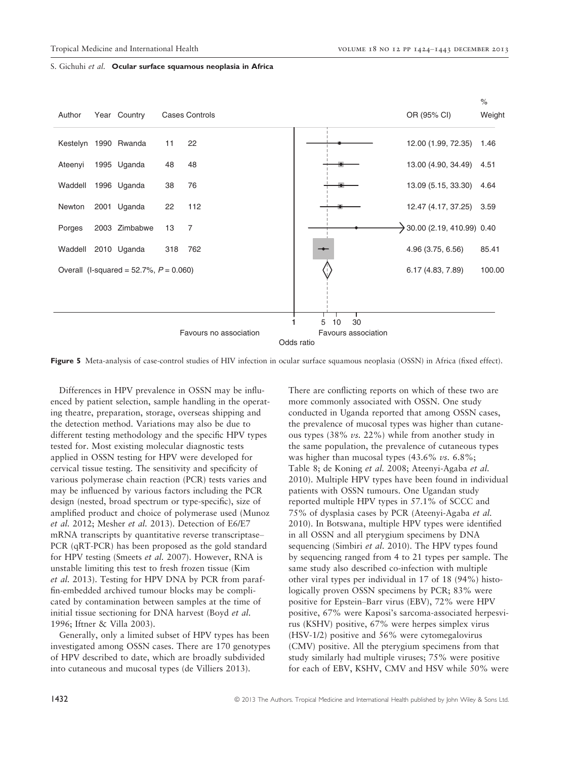| Author | Year | Country | Cases | Controls | OR (95% CI) | % Weight |
|---|---|---|---|---|---|---|
| Kestelyn | 1990 | Rwanda | 11 | 22 | 12.00 (1.99, 72.35) | 1.46 |
| Ateenyi | 1995 | Uganda | 48 | 48 | 13.00 (4.90, 34.49) | 4.51 |
| Waddell | 1996 | Uganda | 38 | 76 | 13.09 (5.15, 33.30) | 4.64 |
| Newton | 2001 | Uganda | 22 | 112 | 12.47 (4.17, 37.25) | 3.59 |
| Porges | 2003 | Zimbabwe | 13 | 7 | 30.00 (2.19, 410.99) | 0.40 |
| Waddell | 2010 | Uganda | 318 | 762 | 4.96 (3.75, 6.56) | 85.41 |
| Overall (I-squared = 52.7%, $P = 0.060$) | | | | | 6.17 (4.83, 7.89) | 100.00 |

Favours no association | Favours association — Odds ratio (axis: 1, 5, 10, 30)

**Figure 5** Meta-analysis of case-control studies of HIV infection in ocular surface squamous neoplasia (OSSN) in Africa (fixed effect).

Differences in HPV prevalence in OSSN may be influenced by patient selection, sample handling in the operating theatre, preparation, storage, overseas shipping and the detection method. Variations may also be due to different testing methodology and the specific HPV types tested for. Most existing molecular diagnostic tests applied in OSSN testing for HPV were developed for cervical tissue testing. The sensitivity and specificity of various polymerase chain reaction (PCR) tests varies and may be influenced by various factors including the PCR design (nested, broad spectrum or type-specific), size of amplified product and choice of polymerase used (Munoz *et al.* 2012; Mesher *et al.* 2013). Detection of E6/E7 mRNA transcripts by quantitative reverse transcriptase–PCR (qRT-PCR) has been proposed as the gold standard for HPV testing (Smeets *et al.* 2007). However, RNA is unstable limiting this test to fresh frozen tissue (Kim *et al.* 2013). Testing for HPV DNA by PCR from paraffin-embedded archived tumour blocks may be complicated by contamination between samples at the time of initial tissue sectioning for DNA harvest (Boyd *et al.* 1996; Iftner & Villa 2003).

Generally, only a limited subset of HPV types has been investigated among OSSN cases. There are 170 genotypes of HPV described to date, which are broadly subdivided into cutaneous and mucosal types (de Villiers 2013). There are conflicting reports on which of these two are more commonly associated with OSSN. One study conducted in Uganda reported that among OSSN cases, the prevalence of mucosal types was higher than cutaneous types (38% *vs.* 22%) while from another study in the same population, the prevalence of cutaneous types was higher than mucosal types (43.6% *vs.* 6.8%; Table 8; de Koning *et al.* 2008; Ateenyi-Agaba *et al.* 2010). Multiple HPV types have been found in individual patients with OSSN tumours. One Ugandan study reported multiple HPV types in 57.1% of SCCC and 75% of dysplasia cases by PCR (Ateenyi-Agaba *et al.* 2010). In Botswana, multiple HPV types were identified in all OSSN and all pterygium specimens by DNA sequencing (Simbiri *et al.* 2010). The HPV types found by sequencing ranged from 4 to 21 types per sample. The same study also described co-infection with multiple other viral types per individual in 17 of 18 (94%) histologically proven OSSN specimens by PCR; 83% were positive for Epstein–Barr virus (EBV), 72% were HPV positive, 67% were Kaposi's sarcoma-associated herpesvirus (KSHV) positive, 67% were herpes simplex virus (HSV-1/2) positive and 56% were cytomegalovirus (CMV) positive. All the pterygium specimens from that study similarly had multiple viruses; 75% were positive for each of EBV, KSHV, CMV and HSV while 50% were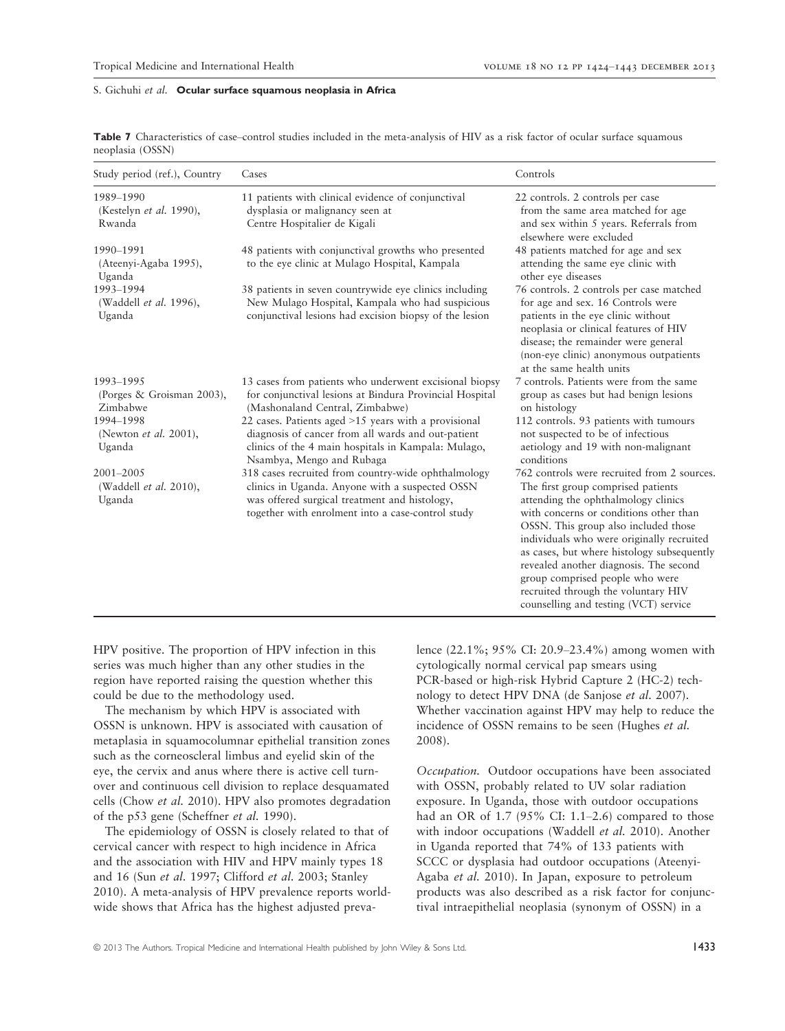**Table 7** Characteristics of case–control studies included in the meta-analysis of HIV as a risk factor of ocular surface squamous neoplasia (OSSN)

| Study period (ref.), Country | Cases | Controls |
|---|---|---|
| 1989–1990 (Kestelyn *et al.* 1990), Rwanda | 11 patients with clinical evidence of conjunctival dysplasia or malignancy seen at Centre Hospitalier de Kigali | 22 controls. 2 controls per case from the same area matched for age and sex within 5 years. Referrals from elsewhere were excluded |
| 1990–1991 (Ateenyi-Agaba 1995), Uganda | 48 patients with conjunctival growths who presented to the eye clinic at Mulago Hospital, Kampala | 48 patients matched for age and sex attending the same eye clinic with other eye diseases |
| 1993–1994 (Waddell *et al.* 1996), Uganda | 38 patients in seven countrywide eye clinics including New Mulago Hospital, Kampala who had suspicious conjunctival lesions had excision biopsy of the lesion | 76 controls. 2 controls per case matched for age and sex. 16 Controls were patients in the eye clinic without neoplasia or clinical features of HIV disease; the remainder were general (non-eye clinic) anonymous outpatients at the same health units |
| 1993–1995 (Porges & Groisman 2003), Zimbabwe | 13 cases from patients who underwent excisional biopsy for conjunctival lesions at Bindura Provincial Hospital (Mashonaland Central, Zimbabwe) | 7 controls. Patients were from the same group as cases but had benign lesions on histology |
| 1994–1998 (Newton *et al.* 2001), Uganda | 22 cases. Patients aged >15 years with a provisional diagnosis of cancer from all wards and out-patient clinics of the 4 main hospitals in Kampala: Mulago, Nsambya, Mengo and Rubaga | 112 controls. 93 patients with tumours not suspected to be of infectious aetiology and 19 with non-malignant conditions |
| 2001–2005 (Waddell *et al.* 2010), Uganda | 318 cases recruited from country-wide ophthalmology clinics in Uganda. Anyone with a suspected OSSN was offered surgical treatment and histology, together with enrolment into a case-control study | 762 controls were recruited from 2 sources. The first group comprised patients attending the ophthalmology clinics with concerns or conditions other than OSSN. This group also included those individuals who were originally recruited as cases, but where histology subsequently revealed another diagnosis. The second group comprised people who were recruited through the voluntary HIV counselling and testing (VCT) service |

HPV positive. The proportion of HPV infection in this series was much higher than any other studies in the region have reported raising the question whether this could be due to the methodology used.

The mechanism by which HPV is associated with OSSN is unknown. HPV is associated with causation of metaplasia in squamocolumnar epithelial transition zones such as the corneoscleral limbus and eyelid skin of the eye, the cervix and anus where there is active cell turnover and continuous cell division to replace desquamated cells (Chow *et al.* 2010). HPV also promotes degradation of the p53 gene (Scheffner *et al.* 1990).

The epidemiology of OSSN is closely related to that of cervical cancer with respect to high incidence in Africa and the association with HIV and HPV mainly types 18 and 16 (Sun *et al.* 1997; Clifford *et al.* 2003; Stanley 2010). A meta-analysis of HPV prevalence reports worldwide shows that Africa has the highest adjusted prevalence (22.1%; 95% CI: 20.9–23.4%) among women with cytologically normal cervical pap smears using PCR-based or high-risk Hybrid Capture 2 (HC-2) technology to detect HPV DNA (de Sanjose *et al.* 2007). Whether vaccination against HPV may help to reduce the incidence of OSSN remains to be seen (Hughes *et al.* 2008).

*Occupation.* Outdoor occupations have been associated with OSSN, probably related to UV solar radiation exposure. In Uganda, those with outdoor occupations had an OR of 1.7 (95% CI: 1.1–2.6) compared to those with indoor occupations (Waddell *et al.* 2010). Another in Uganda reported that 74% of 133 patients with SCCC or dysplasia had outdoor occupations (Ateenyi-Agaba *et al.* 2010). In Japan, exposure to petroleum products was also described as a risk factor for conjunctival intraepithelial neoplasia (synonym of OSSN) in a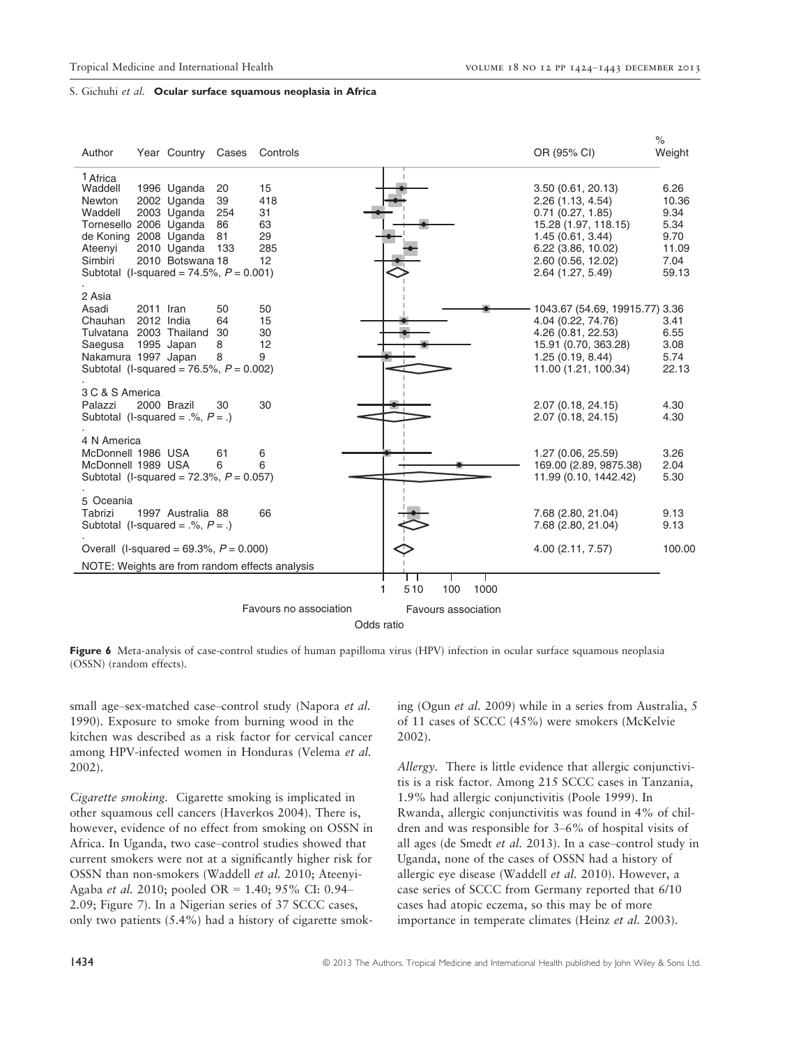| Author | Year | Country | Cases | Controls | OR (95% CI) | % Weight |
|---|---|---|---|---|---|---|
| **1 Africa** | | | | | | |
| Waddell | 1996 | Uganda | 20 | 15 | 3.50 (0.61, 20.13) | 6.26 |
| Newton | 2002 | Uganda | 39 | 418 | 2.26 (1.13, 4.54) | 10.36 |
| Waddell | 2003 | Uganda | 254 | 31 | 0.71 (0.27, 1.85) | 9.34 |
| Tornesello | 2006 | Uganda | 86 | 63 | 15.28 (1.97, 118.15) | 5.34 |
| de Koning | 2008 | Uganda | 81 | 29 | 1.45 (0.61, 3.44) | 9.70 |
| Ateenyi | 2010 | Uganda | 133 | 285 | 6.22 (3.86, 10.02) | 11.09 |
| Simbiri | 2010 | Botswana | 18 | 12 | 2.60 (0.56, 12.02) | 7.04 |
| Subtotal (I-squared = 74.5%, $P = 0.001$) | | | | | 2.64 (1.27, 5.49) | 59.13 |
| **2 Asia** | | | | | | |
| Asadi | 2011 | Iran | 50 | 50 | 1043.67 (54.69, 19915.77) | 3.36 |
| Chauhan | 2012 | India | 64 | 15 | 4.04 (0.22, 74.76) | 3.41 |
| Tulvatana | 2003 | Thailand | 30 | 30 | 4.26 (0.81, 22.53) | 6.55 |
| Saegusa | 1995 | Japan | 8 | 12 | 15.91 (0.70, 363.28) | 3.08 |
| Nakamura | 1997 | Japan | 8 | 9 | 1.25 (0.19, 8.44) | 5.74 |
| Subtotal (I-squared = 76.5%, $P = 0.002$) | | | | | 11.00 (1.21, 100.34) | 22.13 |
| **3 C & S America** | | | | | | |
| Palazzi | 2000 | Brazil | 30 | 30 | 2.07 (0.18, 24.15) | 4.30 |
| Subtotal (I-squared = .%, $P = .$) | | | | | 2.07 (0.18, 24.15) | 4.30 |
| **4 N America** | | | | | | |
| McDonnell | 1986 | USA | 61 | 6 | 1.27 (0.06, 25.59) | 3.26 |
| McDonnell | 1989 | USA | 6 | 6 | 169.00 (2.89, 9875.38) | 2.04 |
| Subtotal (I-squared = 72.3%, $P = 0.057$) | | | | | 11.99 (0.10, 1442.42) | 5.30 |
| **5 Oceania** | | | | | | |
| Tabrizi | 1997 | Australia | 88 | 66 | 7.68 (2.80, 21.04) | 9.13 |
| Subtotal (I-squared = .%, $P = .$) | | | | | 7.68 (2.80, 21.04) | 9.13 |
| Overall (I-squared = 69.3%, $P = 0.000$) | | | | | 4.00 (2.11, 7.57) | 100.00 |

NOTE: Weights are from random effects analysis

Odds ratio (1, 5, 10, 100, 1000) — Favours no association / Favours association

**Figure 6** Meta-analysis of case-control studies of human papilloma virus (HPV) infection in ocular surface squamous neoplasia (OSSN) (random effects).

small age–sex-matched case–control study (Napora *et al.* 1990). Exposure to smoke from burning wood in the kitchen was described as a risk factor for cervical cancer among HPV-infected women in Honduras (Velema *et al.* 2002).

*Cigarette smoking.* Cigarette smoking is implicated in other squamous cell cancers (Haverkos 2004). There is, however, evidence of no effect from smoking on OSSN in Africa. In Uganda, two case–control studies showed that current smokers were not at a significantly higher risk for OSSN than non-smokers (Waddell *et al.* 2010; Ateenyi-Agaba *et al.* 2010; pooled OR = 1.40; 95% CI: 0.94–2.09; Figure 7). In a Nigerian series of 37 SCCC cases, only two patients (5.4%) had a history of cigarette smoking (Ogun *et al.* 2009) while in a series from Australia, 5 of 11 cases of SCCC (45%) were smokers (McKelvie 2002).

*Allergy.* There is little evidence that allergic conjunctivitis is a risk factor. Among 215 SCCC cases in Tanzania, 1.9% had allergic conjunctivitis (Poole 1999). In Rwanda, allergic conjunctivitis was found in 4% of children and was responsible for 3–6% of hospital visits of all ages (de Smedt *et al.* 2013). In a case–control study in Uganda, none of the cases of OSSN had a history of allergic eye disease (Waddell *et al.* 2010). However, a case series of SCCC from Germany reported that 6/10 cases had atopic eczema, so this may be of more importance in temperate climates (Heinz *et al.* 2003).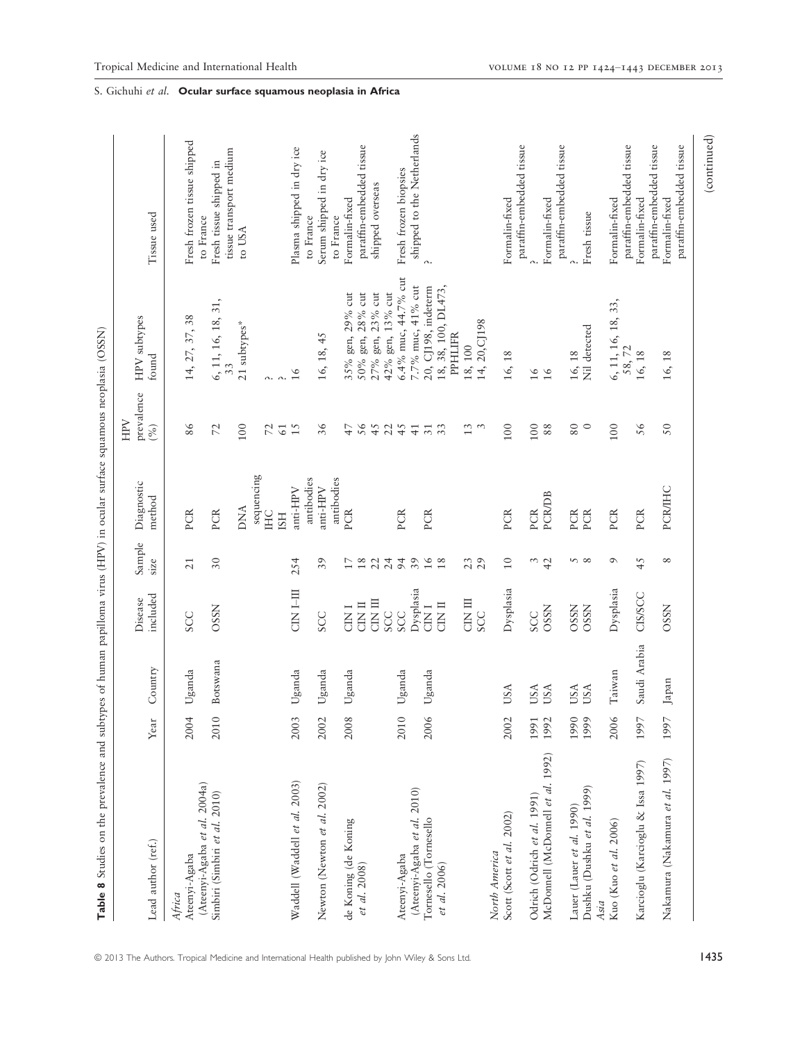**Table 8** Studies on the prevalence and subtypes of human papilloma virus (HPV) in ocular surface squamous neoplasia (OSSN)

| Lead author (ref.) | Year | Country | Disease included | Sample size | Diagnostic method | HPV prevalence (%) | HPV subtypes found | Tissue used |
|---|---|---|---|---|---|---|---|---|
| *Africa* | | | | | | | | |
| Ateenyi-Agaba (Ateenyi-Agaba *et al.* 2004a) | 2004 | Uganda | SCC | 21 | PCR | 86 | 14, 27, 37, 38 | Fresh frozen tissue shipped to France |
| Simbiri (Simbiri *et al.* 2010) | 2010 | Botswana | OSSN | 30 | PCR | 72 | 6, 11, 16, 18, 31, 33 | Fresh tissue shipped in tissue transport medium to USA |
| | | | | | DNA sequencing | 100 | 21 subtypes* | |
| | | | | | IHC | 72 | ? | |
| | | | | | ISH | 61 | ? | |
| Waddell (Waddell *et al.* 2003) | 2003 | Uganda | CIN I–III | 254 | anti-HPV antibodies | 15 | 16 | Plasma shipped in dry ice to France |
| Newton (Newton *et al.* 2002) | 2002 | Uganda | SCC | 39 | anti-HPV antibodies | 36 | 16, 18, 45 | Serum shipped in dry ice to France |
| de Koning (de Koning *et al.* 2008) | 2008 | Uganda | CIN I | 17 | PCR | 47 | 35% gen, 29% cut | Formalin-fixed paraffin-embedded tissue shipped overseas |
| | | | CIN II | 18 | | 56 | 50% gen, 28% cut | |
| | | | CIN III | 22 | | 45 | 27% gen, 23% cut | |
| | | | SCC | 24 | | 22 | 42% gen, 13% cut | |
| Ateenyi-Agaba (Ateenyi-Agaba *et al.* 2010) | 2010 | Uganda | SCC | 94 | PCR | 45 | 6.4% muc, 44.7% cut | Fresh frozen biopsies shipped to the Netherlands |
| | | | Dysplasia | 39 | | 41 | 7.7% muc, 41% cut | |
| Tornesello (Tornesello *et al.* 2006) | 2006 | Uganda | CIN I | 16 | PCR | 31 | 20, CJ198, indeterm | ? |
| | | | CIN II | 18 | | 33 | 18, 38, 100, DL473, PPHLIFR | |
| | | | CIN III | 23 | | 13 | 18, 100 | |
| | | | SCC | 29 | | 3 | 14, 20, CJ198 | |
| *North America* | | | | | | | | |
| Scott (Scott *et al.* 2002) | 2002 | USA | Dysplasia | 10 | PCR | 100 | 16, 18 | Formalin-fixed paraffin-embedded tissue |
| Odrich (Odrich *et al.* 1991) | 1991 | USA | SCC | 3 | PCR | 100 | 16 | ? |
| McDonnell (McDonnell *et al.* 1992) | 1992 | USA | OSSN | 42 | PCR/DB | 88 | 16 | Formalin-fixed paraffin-embedded tissue |
| Lauer (Lauer *et al.* 1990) | 1990 | USA | OSSN | 5 | PCR | 80 | 16, 18 | ? |
| Dushku (Dushku *et al.* 1999) | 1999 | USA | OSSN | 8 | PCR | 0 | Nil detected | Fresh tissue |
| *Asia* | | | | | | | | |
| Kuo (Kuo *et al.* 2006) | 2006 | Taiwan | Dysplasia | 9 | PCR | 100 | 6, 11, 16, 18, 33, 58, 72 | Formalin-fixed paraffin-embedded tissue |
| Karcioglu (Karcioglu & Issa 1997) | 1997 | Saudi Arabia | CIS/SCC | 45 | PCR | 56 | 16, 18 | Formalin-fixed paraffin-embedded tissue |
| Nakamura (Nakamura *et al.* 1997) | 1997 | Japan | OSSN | 8 | PCR/IHC | 50 | 16, 18 | Formalin-fixed paraffin-embedded tissue |

(continued)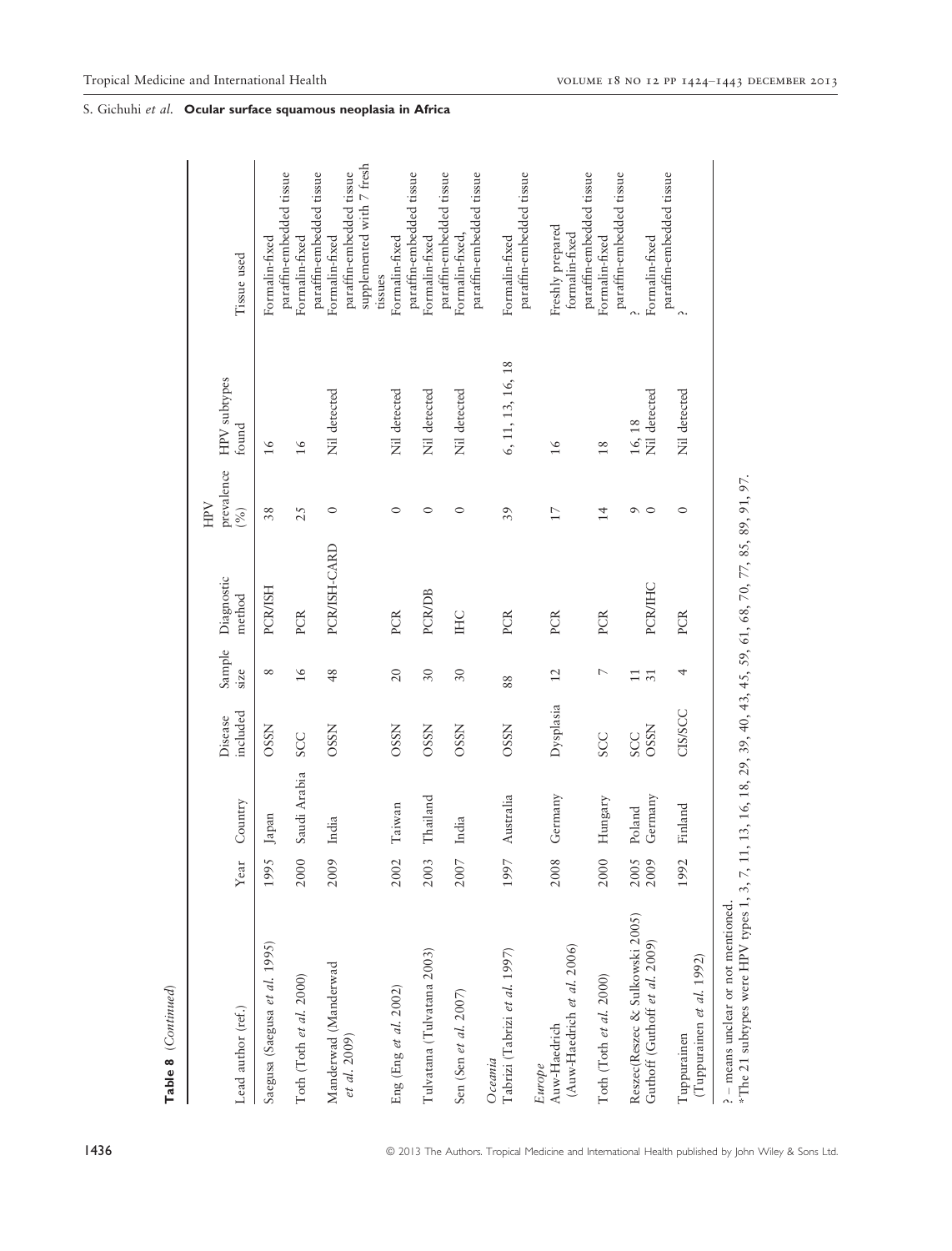**Table 8** (*Continued*)

| Lead author (ref.) | Year | Country | Disease included | Sample size | Diagnostic method | HPV prevalence (%) | HPV subtypes found | Tissue used |
|---|---|---|---|---|---|---|---|---|
| Saegusa (Saegusa *et al.* 1995) | 1995 | Japan | OSSN | 8 | PCR/ISH | 38 | 16 | Formalin-fixed paraffin-embedded tissue |
| Toth (Toth *et al.* 2000) | 2000 | Saudi Arabia | SCC | 16 | PCR | 25 | 16 | Formalin-fixed paraffin-embedded tissue |
| Manderwad (Manderwad *et al.* 2009) | 2009 | India | OSSN | 48 | PCR/ISH-CARD | 0 | Nil detected | Formalin-fixed paraffin-embedded tissue supplemented with 7 fresh tissues |
| Eng (Eng *et al.* 2002) | 2002 | Taiwan | OSSN | 20 | PCR | 0 | Nil detected | Formalin-fixed paraffin-embedded tissue |
| Tulvatana (Tulvatana 2003) | 2003 | Thailand | OSSN | 30 | PCR/DB | 0 | Nil detected | Formalin-fixed paraffin-embedded tissue |
| Sen (Sen *et al.* 2007) | 2007 | India | OSSN | 30 | IHC | 0 | Nil detected | Formalin-fixed, paraffin-embedded tissue |
| *Oceania* | | | | | | | | |
| Tabrizi (Tabrizi *et al.* 1997) | 1997 | Australia | OSSN | 88 | PCR | 39 | 6, 11, 13, 16, 18 | Formalin-fixed paraffin-embedded tissue |
| *Europe* | | | | | | | | |
| Auw-Haedrich (Auw-Haedrich *et al.* 2006) | 2008 | Germany | Dysplasia | 12 | PCR | 17 | 16 | Freshly prepared formalin-fixed paraffin-embedded tissue |
| Toth (Toth *et al.* 2000) | 2000 | Hungary | SCC | 7 | PCR | 14 | 18 | Formalin-fixed paraffin-embedded tissue |
| Reszec(Reszec & Sulkowski 2005) | 2005 | Poland | SCC | 11 | | 9 | 16, 18 | ? |
| Guthoff (Guthoff *et al.* 2009) | 2009 | Germany | OSSN | 31 | PCR/IHC | 0 | Nil detected | Formalin-fixed paraffin-embedded tissue |
| Tuppurainen (Tuppurainen *et al.* 1992) | 1992 | Finland | CIS/SCC | 4 | PCR | 0 | Nil detected | ? |

? – means unclear or not mentioned.
*The 21 subtypes were HPV types 1, 3, 7, 11, 13, 16, 18, 29, 39, 40, 43, 45, 59, 61, 68, 70, 77, 85, 89, 91, 97.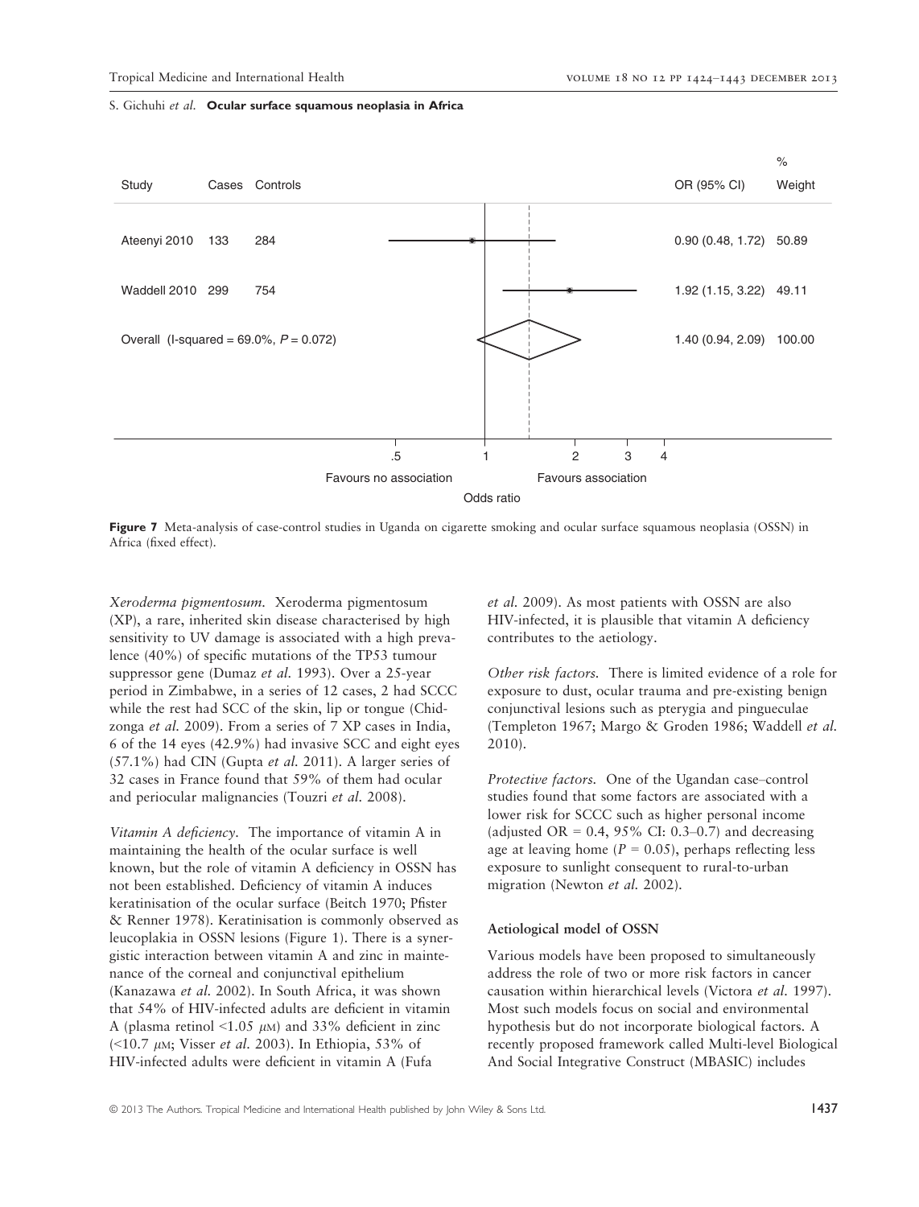| Study | Cases | Controls | OR (95% CI) | % Weight |
|---|---|---|---|---|
| Ateenyi 2010 | 133 | 284 | 0.90 (0.48, 1.72) | 50.89 |
| Waddell 2010 | 299 | 754 | 1.92 (1.15, 3.22) | 49.11 |
| Overall (I-squared = 69.0%, $P = 0.072$) | | | 1.40 (0.94, 2.09) | 100.00 |

Favours no association — Favours association; Odds ratio (axis: .5, 1, 2, 3, 4)

**Figure 7** Meta-analysis of case-control studies in Uganda on cigarette smoking and ocular surface squamous neoplasia (OSSN) in Africa (fixed effect).

*Xeroderma pigmentosum.* Xeroderma pigmentosum (XP), a rare, inherited skin disease characterised by high sensitivity to UV damage is associated with a high prevalence (40%) of specific mutations of the TP53 tumour suppressor gene (Dumaz *et al.* 1993). Over a 25-year period in Zimbabwe, in a series of 12 cases, 2 had SCCC while the rest had SCC of the skin, lip or tongue (Chidzonga *et al.* 2009). From a series of 7 XP cases in India, 6 of the 14 eyes (42.9%) had invasive SCC and eight eyes (57.1%) had CIN (Gupta *et al.* 2011). A larger series of 32 cases in France found that 59% of them had ocular and periocular malignancies (Touzri *et al.* 2008).

*Vitamin A deficiency.* The importance of vitamin A in maintaining the health of the ocular surface is well known, but the role of vitamin A deficiency in OSSN has not been established. Deficiency of vitamin A induces keratinisation of the ocular surface (Beitch 1970; Pfister & Renner 1978). Keratinisation is commonly observed as leucoplakia in OSSN lesions (Figure 1). There is a synergistic interaction between vitamin A and zinc in maintenance of the corneal and conjunctival epithelium (Kanazawa *et al.* 2002). In South Africa, it was shown that 54% of HIV-infected adults are deficient in vitamin A (plasma retinol <1.05 $\mu$M) and 33% deficient in zinc (<10.7 $\mu$M; Visser *et al.* 2003). In Ethiopia, 53% of HIV-infected adults were deficient in vitamin A (Fufa *et al.* 2009). As most patients with OSSN are also HIV-infected, it is plausible that vitamin A deficiency contributes to the aetiology.

*Other risk factors.* There is limited evidence of a role for exposure to dust, ocular trauma and pre-existing benign conjunctival lesions such as pterygia and pingueculae (Templeton 1967; Margo & Groden 1986; Waddell *et al.* 2010).

*Protective factors.* One of the Ugandan case–control studies found that some factors are associated with a lower risk for SCCC such as higher personal income (adjusted OR = 0.4, 95% CI: 0.3–0.7) and decreasing age at leaving home ($P = 0.05$), perhaps reflecting less exposure to sunlight consequent to rural-to-urban migration (Newton *et al.* 2002).

### Aetiological model of OSSN

Various models have been proposed to simultaneously address the role of two or more risk factors in cancer causation within hierarchical levels (Victora *et al.* 1997). Most such models focus on social and environmental hypothesis but do not incorporate biological factors. A recently proposed framework called Multi-level Biological And Social Integrative Construct (MBASIC) includes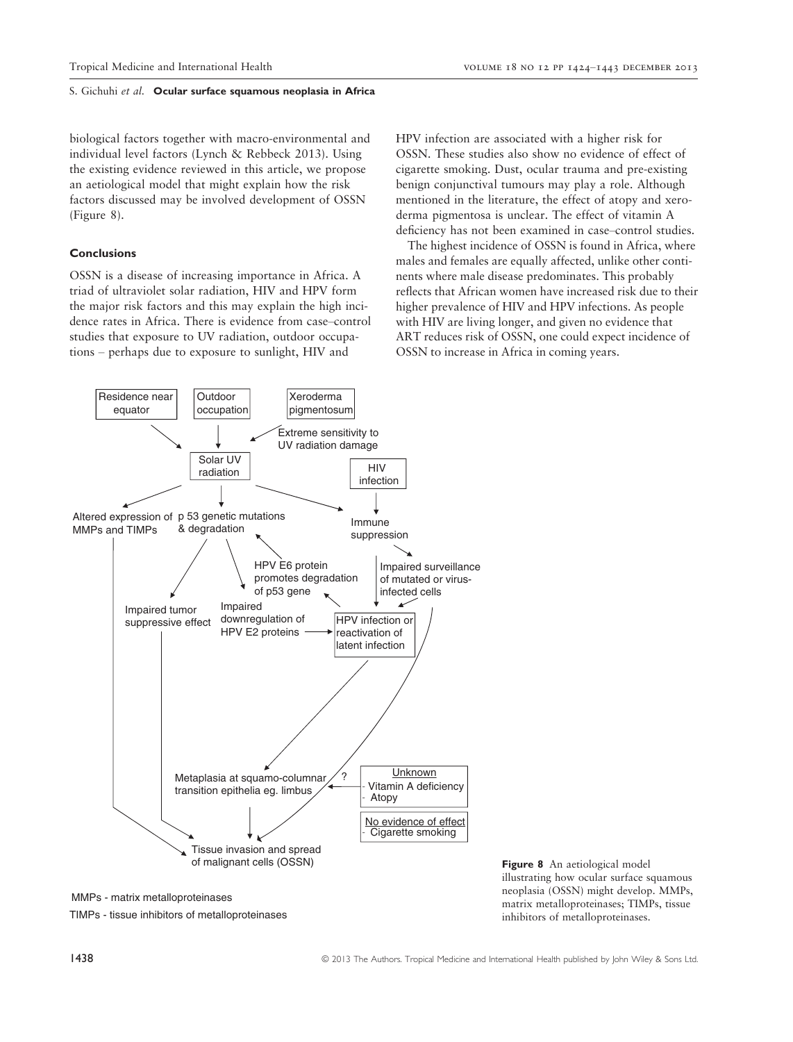biological factors together with macro-environmental and individual level factors (Lynch & Rebbeck 2013). Using the existing evidence reviewed in this article, we propose an aetiological model that might explain how the risk factors discussed may be involved development of OSSN (Figure 8).

### Conclusions

OSSN is a disease of increasing importance in Africa. A triad of ultraviolet solar radiation, HIV and HPV form the major risk factors and this may explain the high incidence rates in Africa. There is evidence from case–control studies that exposure to UV radiation, outdoor occupations – perhaps due to exposure to sunlight, HIV and HPV infection are associated with a higher risk for OSSN. These studies also show no evidence of effect of cigarette smoking. Dust, ocular trauma and pre-existing benign conjunctival tumours may play a role. Although mentioned in the literature, the effect of atopy and xeroderma pigmentosa is unclear. The effect of vitamin A deficiency has not been examined in case–control studies.

The highest incidence of OSSN is found in Africa, where males and females are equally affected, unlike other continents where male disease predominates. This probably reflects that African women have increased risk due to their higher prevalence of HIV and HPV infections. As people with HIV are living longer, and given no evidence that ART reduces risk of OSSN, one could expect incidence of OSSN to increase in Africa in coming years.

Residence near equator | Outdoor occupation | Xeroderma pigmentosum | Extreme sensitivity to UV radiation damage | Solar UV radiation | HIV infection | Altered expression of MMPs and TIMPs | p 53 genetic mutations & degradation | Immune suppression | HPV E6 protein promotes degradation of p53 gene | Impaired surveillance of mutated or virus-infected cells | Impaired tumor suppressive effect | Impaired downregulation of HPV E2 proteins | HPV infection or reactivation of latent infection | Metaplasia at squamo-columnar transition epithelia eg. limbus | ? | Unknown - Vitamin A deficiency - Atopy | No evidence of effect - Cigarette smoking | Tissue invasion and spread of malignant cells (OSSN)

MMPs - matrix metalloproteinases

TIMPs - tissue inhibitors of metalloproteinases

**Figure 8** An aetiological model illustrating how ocular surface squamous neoplasia (OSSN) might develop. MMPs, matrix metalloproteinases; TIMPs, tissue inhibitors of metalloproteinases.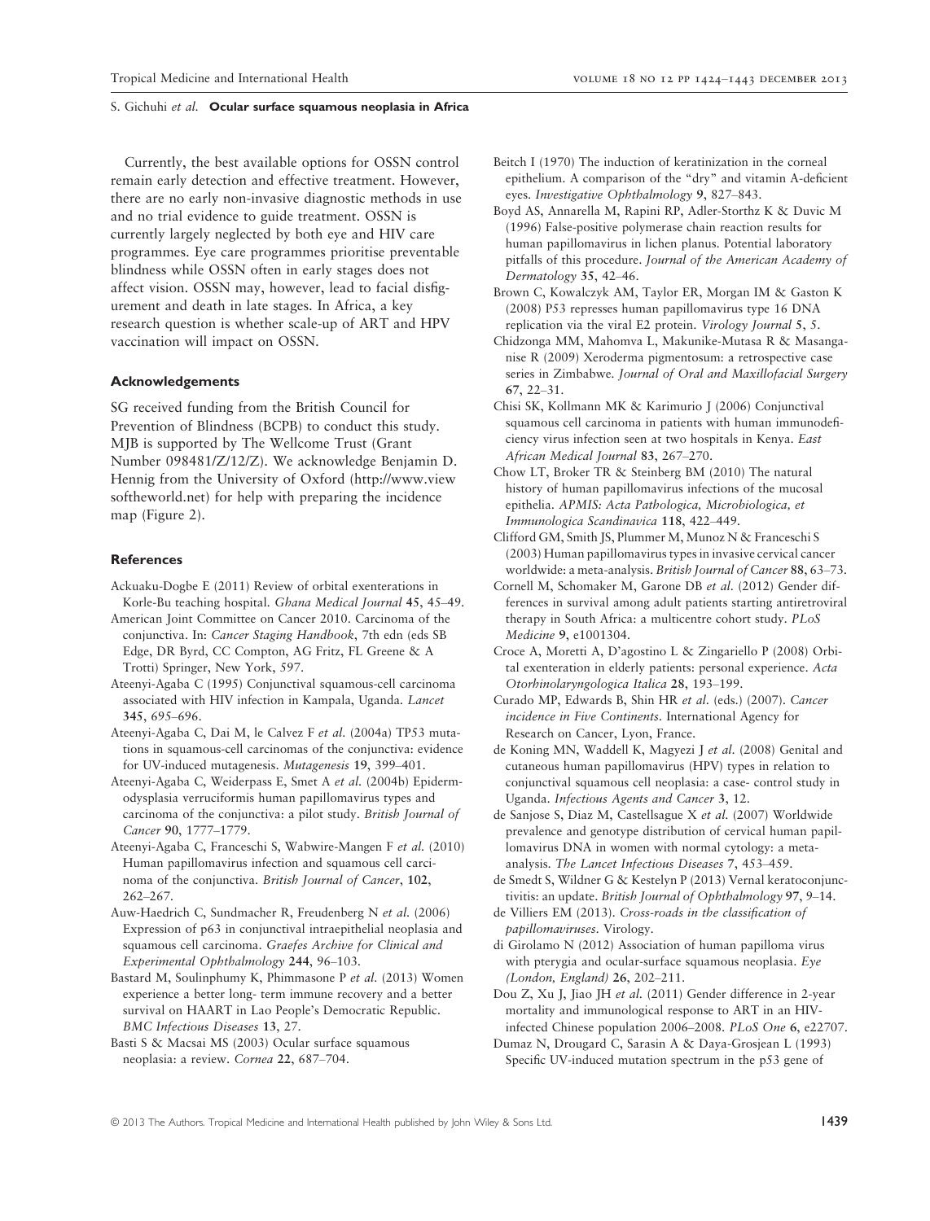Currently, the best available options for OSSN control remain early detection and effective treatment. However, there are no early non-invasive diagnostic methods in use and no trial evidence to guide treatment. OSSN is currently largely neglected by both eye and HIV care programmes. Eye care programmes prioritise preventable blindness while OSSN often in early stages does not affect vision. OSSN may, however, lead to facial disfigurement and death in late stages. In Africa, a key research question is whether scale-up of ART and HPV vaccination will impact on OSSN.

### Acknowledgements

SG received funding from the British Council for Prevention of Blindness (BCPB) to conduct this study. MJB is supported by The Wellcome Trust (Grant Number 098481/Z/12/Z). We acknowledge Benjamin D. Hennig from the University of Oxford (http://www.viewsoftheworld.net) for help with preparing the incidence map (Figure 2).

### References

Ackuaku-Dogbe E (2011) Review of orbital exenterations in Korle-Bu teaching hospital. *Ghana Medical Journal* **45**, 45–49.

American Joint Committee on Cancer 2010. Carcinoma of the conjunctiva. In: *Cancer Staging Handbook*, 7th edn (eds SB Edge, DR Byrd, CC Compton, AG Fritz, FL Greene & A Trotti) Springer, New York, 597.

Ateenyi-Agaba C (1995) Conjunctival squamous-cell carcinoma associated with HIV infection in Kampala, Uganda. *Lancet* **345**, 695–696.

Ateenyi-Agaba C, Dai M, le Calvez F *et al.* (2004a) TP53 mutations in squamous-cell carcinomas of the conjunctiva: evidence for UV-induced mutagenesis. *Mutagenesis* **19**, 399–401.

Ateenyi-Agaba C, Weiderpass E, Smet A *et al.* (2004b) Epidermodysplasia verruciformis human papillomavirus types and carcinoma of the conjunctiva: a pilot study. *British Journal of Cancer* **90**, 1777–1779.

Ateenyi-Agaba C, Franceschi S, Wabwire-Mangen F *et al.* (2010) Human papillomavirus infection and squamous cell carcinoma of the conjunctiva. *British Journal of Cancer*, **102**, 262–267.

Auw-Haedrich C, Sundmacher R, Freudenberg N *et al.* (2006) Expression of p63 in conjunctival intraepithelial neoplasia and squamous cell carcinoma. *Graefes Archive for Clinical and Experimental Ophthalmology* **244**, 96–103.

Bastard M, Soulinphumy K, Phimmasone P *et al.* (2013) Women experience a better long- term immune recovery and a better survival on HAART in Lao People's Democratic Republic. *BMC Infectious Diseases* **13**, 27.

Basti S & Macsai MS (2003) Ocular surface squamous neoplasia: a review. *Cornea* **22**, 687–704.

Beitch I (1970) The induction of keratinization in the corneal epithelium. A comparison of the "dry" and vitamin A-deficient eyes. *Investigative Ophthalmology* **9**, 827–843.

Boyd AS, Annarella M, Rapini RP, Adler-Storthz K & Duvic M (1996) False-positive polymerase chain reaction results for human papillomavirus in lichen planus. Potential laboratory pitfalls of this procedure. *Journal of the American Academy of Dermatology* **35**, 42–46.

Brown C, Kowalczyk AM, Taylor ER, Morgan IM & Gaston K (2008) P53 represses human papillomavirus type 16 DNA replication via the viral E2 protein. *Virology Journal* **5**, 5.

Chidzonga MM, Mahomva L, Makunike-Mutasa R & Masanganise R (2009) Xeroderma pigmentosum: a retrospective case series in Zimbabwe. *Journal of Oral and Maxillofacial Surgery* **67**, 22–31.

Chisi SK, Kollmann MK & Karimurio J (2006) Conjunctival squamous cell carcinoma in patients with human immunodeficiency virus infection seen at two hospitals in Kenya. *East African Medical Journal* **83**, 267–270.

Chow LT, Broker TR & Steinberg BM (2010) The natural history of human papillomavirus infections of the mucosal epithelia. *APMIS: Acta Pathologica, Microbiologica, et Immunologica Scandinavica* **118**, 422–449.

Clifford GM, Smith JS, Plummer M, Munoz N & Franceschi S (2003) Human papillomavirus types in invasive cervical cancer worldwide: a meta-analysis. *British Journal of Cancer* **88**, 63–73.

Cornell M, Schomaker M, Garone DB *et al.* (2012) Gender differences in survival among adult patients starting antiretroviral therapy in South Africa: a multicentre cohort study. *PLoS Medicine* **9**, e1001304.

Croce A, Moretti A, D'agostino L & Zingariello P (2008) Orbital exenteration in elderly patients: personal experience. *Acta Otorhinolaryngologica Italica* **28**, 193–199.

Curado MP, Edwards B, Shin HR *et al.* (eds.) (2007). *Cancer incidence in Five Continents*. International Agency for Research on Cancer, Lyon, France.

de Koning MN, Waddell K, Magyezi J *et al.* (2008) Genital and cutaneous human papillomavirus (HPV) types in relation to conjunctival squamous cell neoplasia: a case- control study in Uganda. *Infectious Agents and Cancer* **3**, 12.

de Sanjose S, Diaz M, Castellsague X *et al.* (2007) Worldwide prevalence and genotype distribution of cervical human papillomavirus DNA in women with normal cytology: a meta-analysis. *The Lancet Infectious Diseases* **7**, 453–459.

de Smedt S, Wildner G & Kestelyn P (2013) Vernal keratoconjunctivitis: an update. *British Journal of Ophthalmology* **97**, 9–14.

de Villiers EM (2013). *Cross-roads in the classification of papillomaviruses*. Virology.

di Girolamo N (2012) Association of human papilloma virus with pterygia and ocular-surface squamous neoplasia. *Eye (London, England)* **26**, 202–211.

Dou Z, Xu J, Jiao JH *et al.* (2011) Gender difference in 2-year mortality and immunological response to ART in an HIV-infected Chinese population 2006–2008. *PLoS One* **6**, e22707.

Dumaz N, Drougard C, Sarasin A & Daya-Grosjean L (1993) Specific UV-induced mutation spectrum in the p53 gene of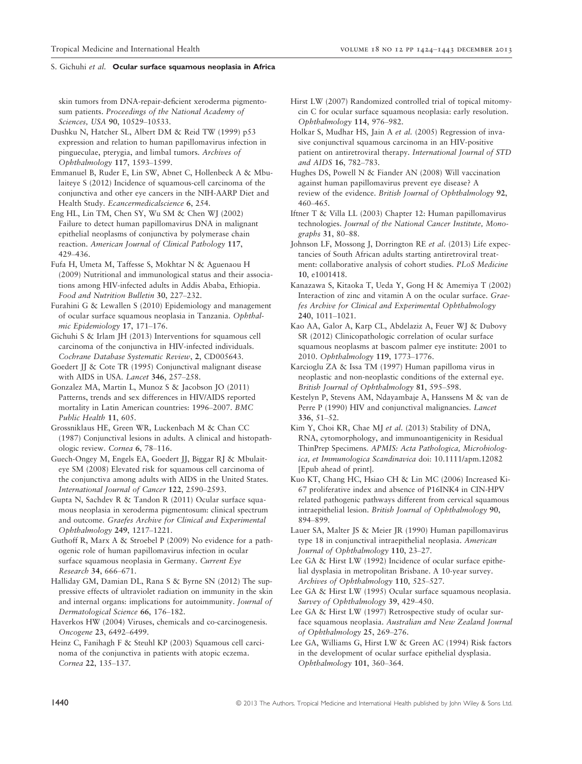skin tumors from DNA-repair-deficient xeroderma pigmentosum patients. *Proceedings of the National Academy of Sciences, USA* **90**, 10529–10533.

Dushku N, Hatcher SL, Albert DM & Reid TW (1999) p53 expression and relation to human papillomavirus infection in pingueculae, pterygia, and limbal tumors. *Archives of Ophthalmology* **117**, 1593–1599.

Emmanuel B, Ruder E, Lin SW, Abnet C, Hollenbeck A & Mbulaiteye S (2012) Incidence of squamous-cell carcinoma of the conjunctiva and other eye cancers in the NIH-AARP Diet and Health Study. *Ecancermedicalscience* **6**, 254.

Eng HL, Lin TM, Chen SY, Wu SM & Chen WJ (2002) Failure to detect human papillomavirus DNA in malignant epithelial neoplasms of conjunctiva by polymerase chain reaction. *American Journal of Clinical Pathology* **117**, 429–436.

Fufa H, Umeta M, Taffesse S, Mokhtar N & Aguenaou H (2009) Nutritional and immunological status and their associations among HIV-infected adults in Addis Ababa, Ethiopia. *Food and Nutrition Bulletin* **30**, 227–232.

Furahini G & Lewallen S (2010) Epidemiology and management of ocular surface squamous neoplasia in Tanzania. *Ophthalmic Epidemiology* **17**, 171–176.

Gichuhi S & Irlam JH (2013) Interventions for squamous cell carcinoma of the conjunctiva in HIV-infected individuals. *Cochrane Database Systematic Review*, **2**, CD005643.

Goedert JJ & Cote TR (1995) Conjunctival malignant disease with AIDS in USA. *Lancet* **346**, 257–258.

Gonzalez MA, Martin L, Munoz S & Jacobson JO (2011) Patterns, trends and sex differences in HIV/AIDS reported mortality in Latin American countries: 1996–2007. *BMC Public Health* **11**, 605.

Grossniklaus HE, Green WR, Luckenbach M & Chan CC (1987) Conjunctival lesions in adults. A clinical and histopathologic review. *Cornea* **6**, 78–116.

Guech-Ongey M, Engels EA, Goedert JJ, Biggar RJ & Mbulaiteye SM (2008) Elevated risk for squamous cell carcinoma of the conjunctiva among adults with AIDS in the United States. *International Journal of Cancer* **122**, 2590–2593.

Gupta N, Sachdev R & Tandon R (2011) Ocular surface squamous neoplasia in xeroderma pigmentosum: clinical spectrum and outcome. *Graefes Archive for Clinical and Experimental Ophthalmology* **249**, 1217–1221.

Guthoff R, Marx A & Stroebel P (2009) No evidence for a pathogenic role of human papillomavirus infection in ocular surface squamous neoplasia in Germany. *Current Eye Research* **34**, 666–671.

Halliday GM, Damian DL, Rana S & Byrne SN (2012) The suppressive effects of ultraviolet radiation on immunity in the skin and internal organs: implications for autoimmunity. *Journal of Dermatological Science* **66**, 176–182.

Haverkos HW (2004) Viruses, chemicals and co-carcinogenesis. *Oncogene* **23**, 6492–6499.

Heinz C, Fanihagh F & Steuhl KP (2003) Squamous cell carcinoma of the conjunctiva in patients with atopic eczema. *Cornea* **22**, 135–137.

Hirst LW (2007) Randomized controlled trial of topical mitomycin C for ocular surface squamous neoplasia: early resolution. *Ophthalmology* **114**, 976–982.

Holkar S, Mudhar HS, Jain A *et al.* (2005) Regression of invasive conjunctival squamous carcinoma in an HIV-positive patient on antiretroviral therapy. *International Journal of STD and AIDS* **16**, 782–783.

Hughes DS, Powell N & Fiander AN (2008) Will vaccination against human papillomavirus prevent eye disease? A review of the evidence. *British Journal of Ophthalmology* **92**, 460–465.

Iftner T & Villa LL (2003) Chapter 12: Human papillomavirus technologies. *Journal of the National Cancer Institute, Monographs* **31**, 80–88.

Johnson LF, Mossong J, Dorrington RE *et al.* (2013) Life expectancies of South African adults starting antiretroviral treatment: collaborative analysis of cohort studies. *PLoS Medicine* **10**, e1001418.

Kanazawa S, Kitaoka T, Ueda Y, Gong H & Amemiya T (2002) Interaction of zinc and vitamin A on the ocular surface. *Graefes Archive for Clinical and Experimental Ophthalmology* **240**, 1011–1021.

Kao AA, Galor A, Karp CL, Abdelaziz A, Feuer WJ & Dubovy SR (2012) Clinicopathologic correlation of ocular surface squamous neoplasms at bascom palmer eye institute: 2001 to 2010. *Ophthalmology* **119**, 1773–1776.

Karcioglu ZA & Issa TM (1997) Human papilloma virus in neoplastic and non-neoplastic conditions of the external eye. *British Journal of Ophthalmology* **81**, 595–598.

Kestelyn P, Stevens AM, Ndayambaje A, Hanssens M & van de Perre P (1990) HIV and conjunctival malignancies. *Lancet* **336**, 51–52.

Kim Y, Choi KR, Chae MJ *et al.* (2013) Stability of DNA, RNA, cytomorphology, and immunoantigenicity in Residual ThinPrep Specimens. *APMIS: Acta Pathologica, Microbiologica, et Immunologica Scandinavica* doi: 10.1111/apm.12082 [Epub ahead of print].

Kuo KT, Chang HC, Hsiao CH & Lin MC (2006) Increased Ki-67 proliferative index and absence of P16INK4 in CIN-HPV related pathogenic pathways different from cervical squamous intraepithelial lesion. *British Journal of Ophthalmology* **90**, 894–899.

Lauer SA, Malter JS & Meier JR (1990) Human papillomavirus type 18 in conjunctival intraepithelial neoplasia. *American Journal of Ophthalmology* **110**, 23–27.

Lee GA & Hirst LW (1992) Incidence of ocular surface epithelial dysplasia in metropolitan Brisbane. A 10-year survey. *Archives of Ophthalmology* **110**, 525–527.

Lee GA & Hirst LW (1995) Ocular surface squamous neoplasia. *Survey of Ophthalmology* **39**, 429–450.

Lee GA & Hirst LW (1997) Retrospective study of ocular surface squamous neoplasia. *Australian and New Zealand Journal of Ophthalmology* **25**, 269–276.

Lee GA, Williams G, Hirst LW & Green AC (1994) Risk factors in the development of ocular surface epithelial dysplasia. *Ophthalmology* **101**, 360–364.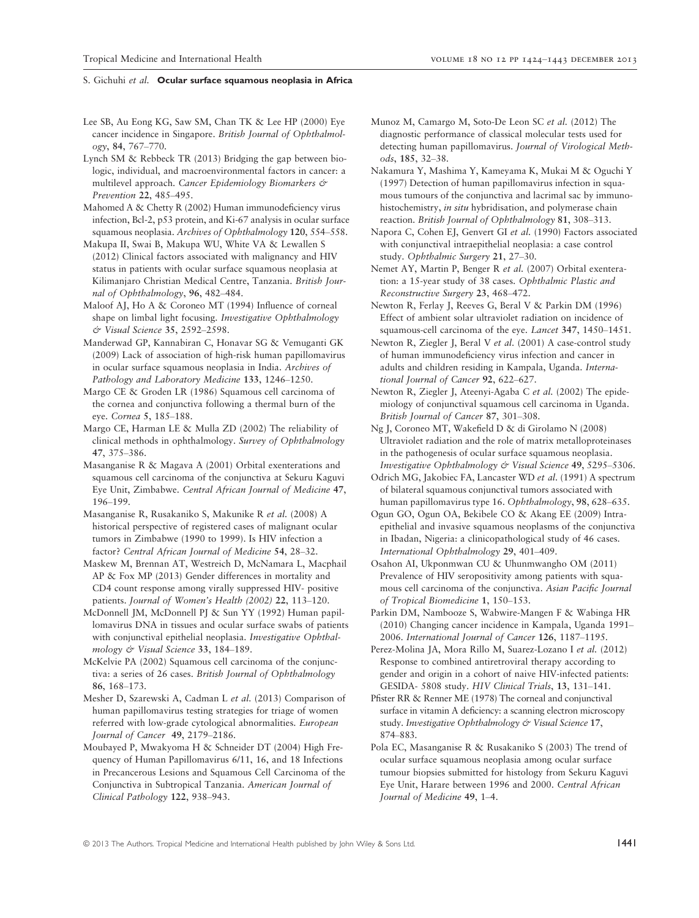Lee SB, Au Eong KG, Saw SM, Chan TK & Lee HP (2000) Eye cancer incidence in Singapore. *British Journal of Ophthalmology*, **84**, 767–770.

Lynch SM & Rebbeck TR (2013) Bridging the gap between biologic, individual, and macroenvironmental factors in cancer: a multilevel approach. *Cancer Epidemiology Biomarkers & Prevention* **22**, 485–495.

Mahomed A & Chetty R (2002) Human immunodeficiency virus infection, Bcl-2, p53 protein, and Ki-67 analysis in ocular surface squamous neoplasia. *Archives of Ophthalmology* **120**, 554–558.

Makupa II, Swai B, Makupa WU, White VA & Lewallen S (2012) Clinical factors associated with malignancy and HIV status in patients with ocular surface squamous neoplasia at Kilimanjaro Christian Medical Centre, Tanzania. *British Journal of Ophthalmology*, **96**, 482–484.

Maloof AJ, Ho A & Coroneo MT (1994) Influence of corneal shape on limbal light focusing. *Investigative Ophthalmology & Visual Science* **35**, 2592–2598.

Manderwad GP, Kannabiran C, Honavar SG & Vemuganti GK (2009) Lack of association of high-risk human papillomavirus in ocular surface squamous neoplasia in India. *Archives of Pathology and Laboratory Medicine* **133**, 1246–1250.

Margo CE & Groden LR (1986) Squamous cell carcinoma of the cornea and conjunctiva following a thermal burn of the eye. *Cornea* **5**, 185–188.

Margo CE, Harman LE & Mulla ZD (2002) The reliability of clinical methods in ophthalmology. *Survey of Ophthalmology* **47**, 375–386.

Masanganise R & Magava A (2001) Orbital exenterations and squamous cell carcinoma of the conjunctiva at Sekuru Kaguvi Eye Unit, Zimbabwe. *Central African Journal of Medicine* **47**, 196–199.

Masanganise R, Rusakaniko S, Makunike R *et al.* (2008) A historical perspective of registered cases of malignant ocular tumors in Zimbabwe (1990 to 1999). Is HIV infection a factor? *Central African Journal of Medicine* **54**, 28–32.

Maskew M, Brennan AT, Westreich D, McNamara L, Macphail AP & Fox MP (2013) Gender differences in mortality and CD4 count response among virally suppressed HIV- positive patients. *Journal of Women's Health (2002)* **22**, 113–120.

McDonnell JM, McDonnell PJ & Sun YY (1992) Human papillomavirus DNA in tissues and ocular surface swabs of patients with conjunctival epithelial neoplasia. *Investigative Ophthalmology & Visual Science* **33**, 184–189.

McKelvie PA (2002) Squamous cell carcinoma of the conjunctiva: a series of 26 cases. *British Journal of Ophthalmology* **86**, 168–173.

Mesher D, Szarewski A, Cadman L *et al.* (2013) Comparison of human papillomavirus testing strategies for triage of women referred with low-grade cytological abnormalities. *European Journal of Cancer* **49**, 2179–2186.

Moubayed P, Mwakyoma H & Schneider DT (2004) High Frequency of Human Papillomavirus 6/11, 16, and 18 Infections in Precancerous Lesions and Squamous Cell Carcinoma of the Conjunctiva in Subtropical Tanzania. *American Journal of Clinical Pathology* **122**, 938–943.

Munoz M, Camargo M, Soto-De Leon SC *et al.* (2012) The diagnostic performance of classical molecular tests used for detecting human papillomavirus. *Journal of Virological Methods*, **185**, 32–38.

Nakamura Y, Mashima Y, Kameyama K, Mukai M & Oguchi Y (1997) Detection of human papillomavirus infection in squamous tumours of the conjunctiva and lacrimal sac by immunohistochemistry, *in situ* hybridisation, and polymerase chain reaction. *British Journal of Ophthalmology* **81**, 308–313.

Napora C, Cohen EJ, Genvert GI *et al.* (1990) Factors associated with conjunctival intraepithelial neoplasia: a case control study. *Ophthalmic Surgery* **21**, 27–30.

Nemet AY, Martin P, Benger R *et al.* (2007) Orbital exenteration: a 15-year study of 38 cases. *Ophthalmic Plastic and Reconstructive Surgery* **23**, 468–472.

Newton R, Ferlay J, Reeves G, Beral V & Parkin DM (1996) Effect of ambient solar ultraviolet radiation on incidence of squamous-cell carcinoma of the eye. *Lancet* **347**, 1450–1451.

Newton R, Ziegler J, Beral V *et al.* (2001) A case-control study of human immunodeficiency virus infection and cancer in adults and children residing in Kampala, Uganda. *International Journal of Cancer* **92**, 622–627.

Newton R, Ziegler J, Ateenyi-Agaba C *et al.* (2002) The epidemiology of conjunctival squamous cell carcinoma in Uganda. *British Journal of Cancer* **87**, 301–308.

Ng J, Coroneo MT, Wakefield D & di Girolamo N (2008) Ultraviolet radiation and the role of matrix metalloproteinases in the pathogenesis of ocular surface squamous neoplasia. *Investigative Ophthalmology & Visual Science* **49**, 5295–5306.

Odrich MG, Jakobiec FA, Lancaster WD *et al.* (1991) A spectrum of bilateral squamous conjunctival tumors associated with human papillomavirus type 16. *Ophthalmology*, **98**, 628–635.

Ogun GO, Ogun OA, Bekibele CO & Akang EE (2009) Intraepithelial and invasive squamous neoplasms of the conjunctiva in Ibadan, Nigeria: a clinicopathological study of 46 cases. *International Ophthalmology* **29**, 401–409.

Osahon AI, Ukponmwan CU & Uhunmwangho OM (2011) Prevalence of HIV seropositivity among patients with squamous cell carcinoma of the conjunctiva. *Asian Pacific Journal of Tropical Biomedicine* **1**, 150–153.

Parkin DM, Nambooze S, Wabwire-Mangen F & Wabinga HR (2010) Changing cancer incidence in Kampala, Uganda 1991–2006. *International Journal of Cancer* **126**, 1187–1195.

Perez-Molina JA, Mora Rillo M, Suarez-Lozano I *et al.* (2012) Response to combined antiretroviral therapy according to gender and origin in a cohort of naive HIV-infected patients: GESIDA- 5808 study. *HIV Clinical Trials*, **13**, 131–141.

Pfister RR & Renner ME (1978) The corneal and conjunctival surface in vitamin A deficiency: a scanning electron microscopy study. *Investigative Ophthalmology & Visual Science* **17**, 874–883.

Pola EC, Masanganise R & Rusakaniko S (2003) The trend of ocular surface squamous neoplasia among ocular surface tumour biopsies submitted for histology from Sekuru Kaguvi Eye Unit, Harare between 1996 and 2000. *Central African Journal of Medicine* **49**, 1–4.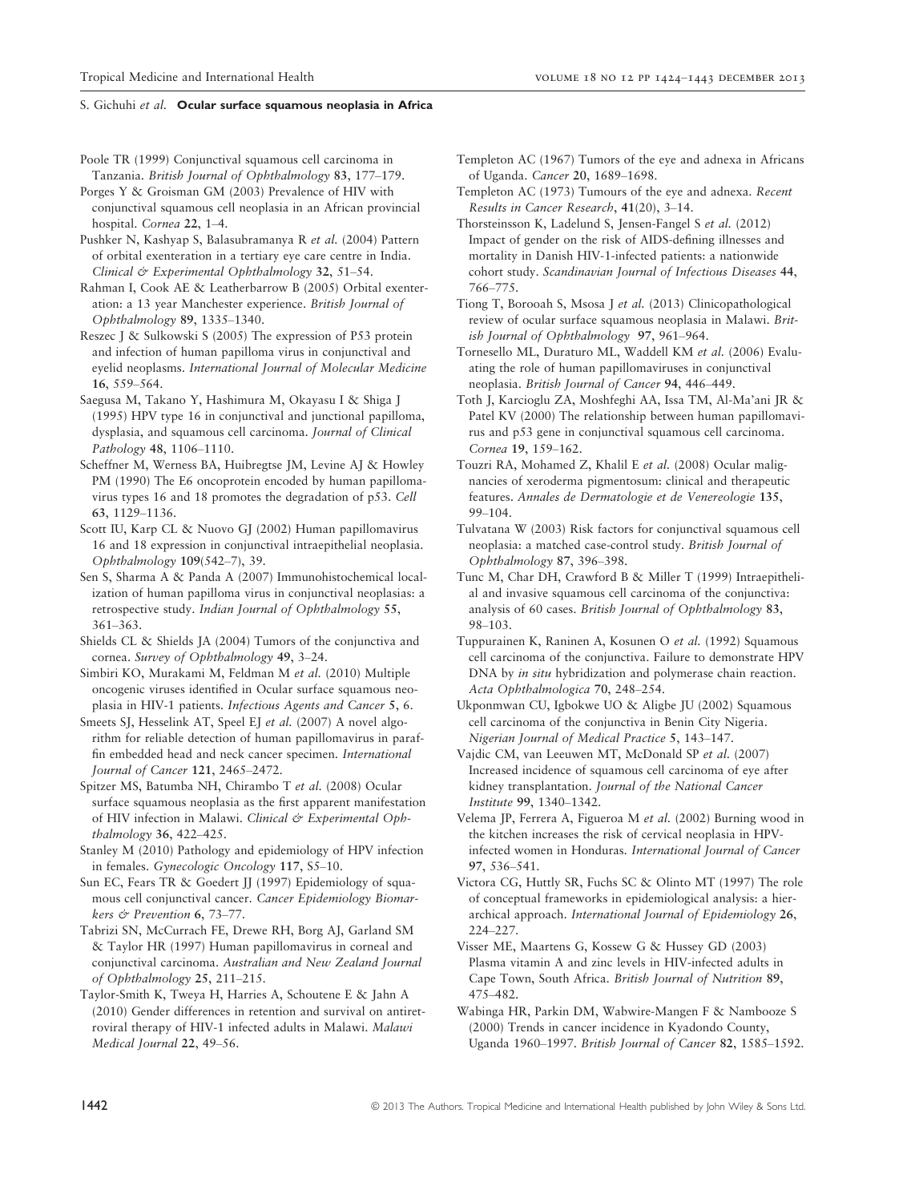Poole TR (1999) Conjunctival squamous cell carcinoma in Tanzania. *British Journal of Ophthalmology* **83**, 177–179.

Porges Y & Groisman GM (2003) Prevalence of HIV with conjunctival squamous cell neoplasia in an African provincial hospital. *Cornea* **22**, 1–4.

Pushker N, Kashyap S, Balasubramanya R *et al.* (2004) Pattern of orbital exenteration in a tertiary eye care centre in India. *Clinical & Experimental Ophthalmology* **32**, 51–54.

Rahman I, Cook AE & Leatherbarrow B (2005) Orbital exenteration: a 13 year Manchester experience. *British Journal of Ophthalmology* **89**, 1335–1340.

Reszec J & Sulkowski S (2005) The expression of P53 protein and infection of human papilloma virus in conjunctival and eyelid neoplasms. *International Journal of Molecular Medicine* **16**, 559–564.

Saegusa M, Takano Y, Hashimura M, Okayasu I & Shiga J (1995) HPV type 16 in conjunctival and junctional papilloma, dysplasia, and squamous cell carcinoma. *Journal of Clinical Pathology* **48**, 1106–1110.

Scheffner M, Werness BA, Huibregtse JM, Levine AJ & Howley PM (1990) The E6 oncoprotein encoded by human papillomavirus types 16 and 18 promotes the degradation of p53. *Cell* **63**, 1129–1136.

Scott IU, Karp CL & Nuovo GJ (2002) Human papillomavirus 16 and 18 expression in conjunctival intraepithelial neoplasia. *Ophthalmology* **109**(542–7), 39.

Sen S, Sharma A & Panda A (2007) Immunohistochemical localization of human papilloma virus in conjunctival neoplasias: a retrospective study. *Indian Journal of Ophthalmology* **55**, 361–363.

Shields CL & Shields JA (2004) Tumors of the conjunctiva and cornea. *Survey of Ophthalmology* **49**, 3–24.

Simbiri KO, Murakami M, Feldman M *et al.* (2010) Multiple oncogenic viruses identified in Ocular surface squamous neoplasia in HIV-1 patients. *Infectious Agents and Cancer* **5**, 6.

Smeets SJ, Hesselink AT, Speel EJ *et al.* (2007) A novel algorithm for reliable detection of human papillomavirus in paraffin embedded head and neck cancer specimen. *International Journal of Cancer* **121**, 2465–2472.

Spitzer MS, Batumba NH, Chirambo T *et al.* (2008) Ocular surface squamous neoplasia as the first apparent manifestation of HIV infection in Malawi. *Clinical & Experimental Ophthalmology* **36**, 422–425.

Stanley M (2010) Pathology and epidemiology of HPV infection in females. *Gynecologic Oncology* **117**, S5–10.

Sun EC, Fears TR & Goedert JJ (1997) Epidemiology of squamous cell conjunctival cancer. *Cancer Epidemiology Biomarkers & Prevention* **6**, 73–77.

Tabrizi SN, McCurrach FE, Drewe RH, Borg AJ, Garland SM & Taylor HR (1997) Human papillomavirus in corneal and conjunctival carcinoma. *Australian and New Zealand Journal of Ophthalmology* **25**, 211–215.

Taylor-Smith K, Tweya H, Harries A, Schoutene E & Jahn A (2010) Gender differences in retention and survival on antiretroviral therapy of HIV-1 infected adults in Malawi. *Malawi Medical Journal* **22**, 49–56.

Templeton AC (1967) Tumors of the eye and adnexa in Africans of Uganda. *Cancer* **20**, 1689–1698.

Templeton AC (1973) Tumours of the eye and adnexa. *Recent Results in Cancer Research*, **41**(20), 3–14.

Thorsteinsson K, Ladelund S, Jensen-Fangel S *et al.* (2012) Impact of gender on the risk of AIDS-defining illnesses and mortality in Danish HIV-1-infected patients: a nationwide cohort study. *Scandinavian Journal of Infectious Diseases* **44**, 766–775.

Tiong T, Borooah S, Msosa J *et al.* (2013) Clinicopathological review of ocular surface squamous neoplasia in Malawi. *British Journal of Ophthalmology* **97**, 961–964.

Tornesello ML, Duraturo ML, Waddell KM *et al.* (2006) Evaluating the role of human papillomaviruses in conjunctival neoplasia. *British Journal of Cancer* **94**, 446–449.

Toth J, Karcioglu ZA, Moshfeghi AA, Issa TM, Al-Ma'ani JR & Patel KV (2000) The relationship between human papillomavirus and p53 gene in conjunctival squamous cell carcinoma. *Cornea* **19**, 159–162.

Touzri RA, Mohamed Z, Khalil E *et al.* (2008) Ocular malignancies of xeroderma pigmentosum: clinical and therapeutic features. *Annales de Dermatologie et de Venereologie* **135**, 99–104.

Tulvatana W (2003) Risk factors for conjunctival squamous cell neoplasia: a matched case-control study. *British Journal of Ophthalmology* **87**, 396–398.

Tunc M, Char DH, Crawford B & Miller T (1999) Intraepithelial and invasive squamous cell carcinoma of the conjunctiva: analysis of 60 cases. *British Journal of Ophthalmology* **83**, 98–103.

Tuppurainen K, Raninen A, Kosunen O *et al.* (1992) Squamous cell carcinoma of the conjunctiva. Failure to demonstrate HPV DNA by *in situ* hybridization and polymerase chain reaction. *Acta Ophthalmologica* **70**, 248–254.

Ukponmwan CU, Igbokwe UO & Aligbe JU (2002) Squamous cell carcinoma of the conjunctiva in Benin City Nigeria. *Nigerian Journal of Medical Practice* **5**, 143–147.

Vajdic CM, van Leeuwen MT, McDonald SP *et al.* (2007) Increased incidence of squamous cell carcinoma of eye after kidney transplantation. *Journal of the National Cancer Institute* **99**, 1340–1342.

Velema JP, Ferrera A, Figueroa M *et al.* (2002) Burning wood in the kitchen increases the risk of cervical neoplasia in HPV-infected women in Honduras. *International Journal of Cancer* **97**, 536–541.

Victora CG, Huttly SR, Fuchs SC & Olinto MT (1997) The role of conceptual frameworks in epidemiological analysis: a hierarchical approach. *International Journal of Epidemiology* **26**, 224–227.

Visser ME, Maartens G, Kossew G & Hussey GD (2003) Plasma vitamin A and zinc levels in HIV-infected adults in Cape Town, South Africa. *British Journal of Nutrition* **89**, 475–482.

Wabinga HR, Parkin DM, Wabwire-Mangen F & Nambooze S (2000) Trends in cancer incidence in Kyadondo County, Uganda 1960–1997. *British Journal of Cancer* **82**, 1585–1592.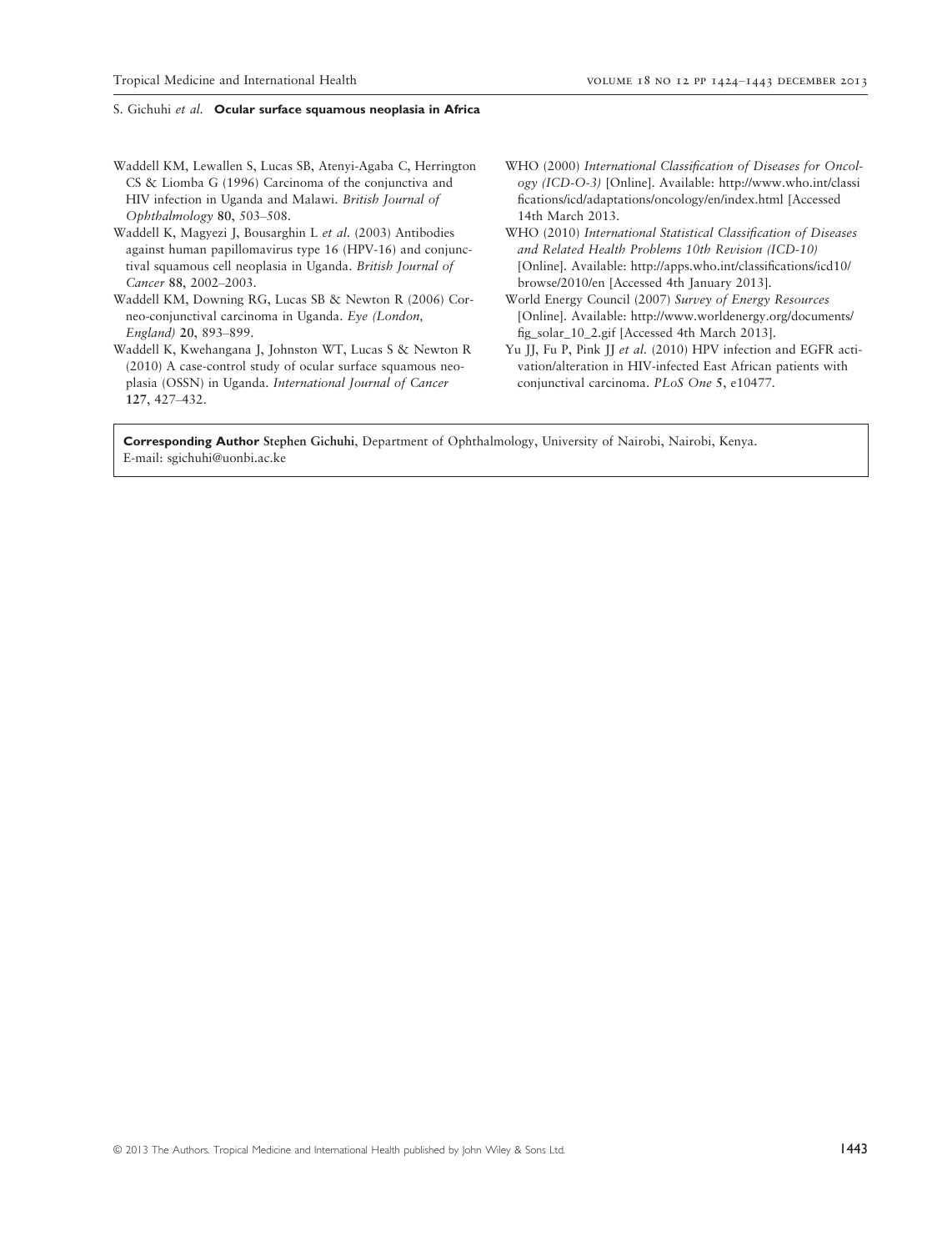Waddell KM, Lewallen S, Lucas SB, Atenyi-Agaba C, Herrington CS & Liomba G (1996) Carcinoma of the conjunctiva and HIV infection in Uganda and Malawi. *British Journal of Ophthalmology* **80**, 503–508.

Waddell K, Magyezi J, Bousarghin L *et al.* (2003) Antibodies against human papillomavirus type 16 (HPV-16) and conjunctival squamous cell neoplasia in Uganda. *British Journal of Cancer* **88**, 2002–2003.

Waddell KM, Downing RG, Lucas SB & Newton R (2006) Corneo-conjunctival carcinoma in Uganda. *Eye (London, England)* **20**, 893–899.

Waddell K, Kwehangana J, Johnston WT, Lucas S & Newton R (2010) A case-control study of ocular surface squamous neoplasia (OSSN) in Uganda. *International Journal of Cancer* **127**, 427–432.

WHO (2000) *International Classification of Diseases for Oncology (ICD-O-3)* [Online]. Available: http://www.who.int/classifications/icd/adaptations/oncology/en/index.html [Accessed 14th March 2013.

WHO (2010) *International Statistical Classification of Diseases and Related Health Problems 10th Revision (ICD-10)* [Online]. Available: http://apps.who.int/classifications/icd10/browse/2010/en [Accessed 4th January 2013].

World Energy Council (2007) *Survey of Energy Resources* [Online]. Available: http://www.worldenergy.org/documents/fig_solar_10_2.gif [Accessed 4th March 2013].

Yu JJ, Fu P, Pink JJ *et al.* (2010) HPV infection and EGFR activation/alteration in HIV-infected East African patients with conjunctival carcinoma. *PLoS One* **5**, e10477.

**Corresponding Author** Stephen Gichuhi, Department of Ophthalmology, University of Nairobi, Nairobi, Kenya. E-mail: sgichuhi@uonbi.ac.ke